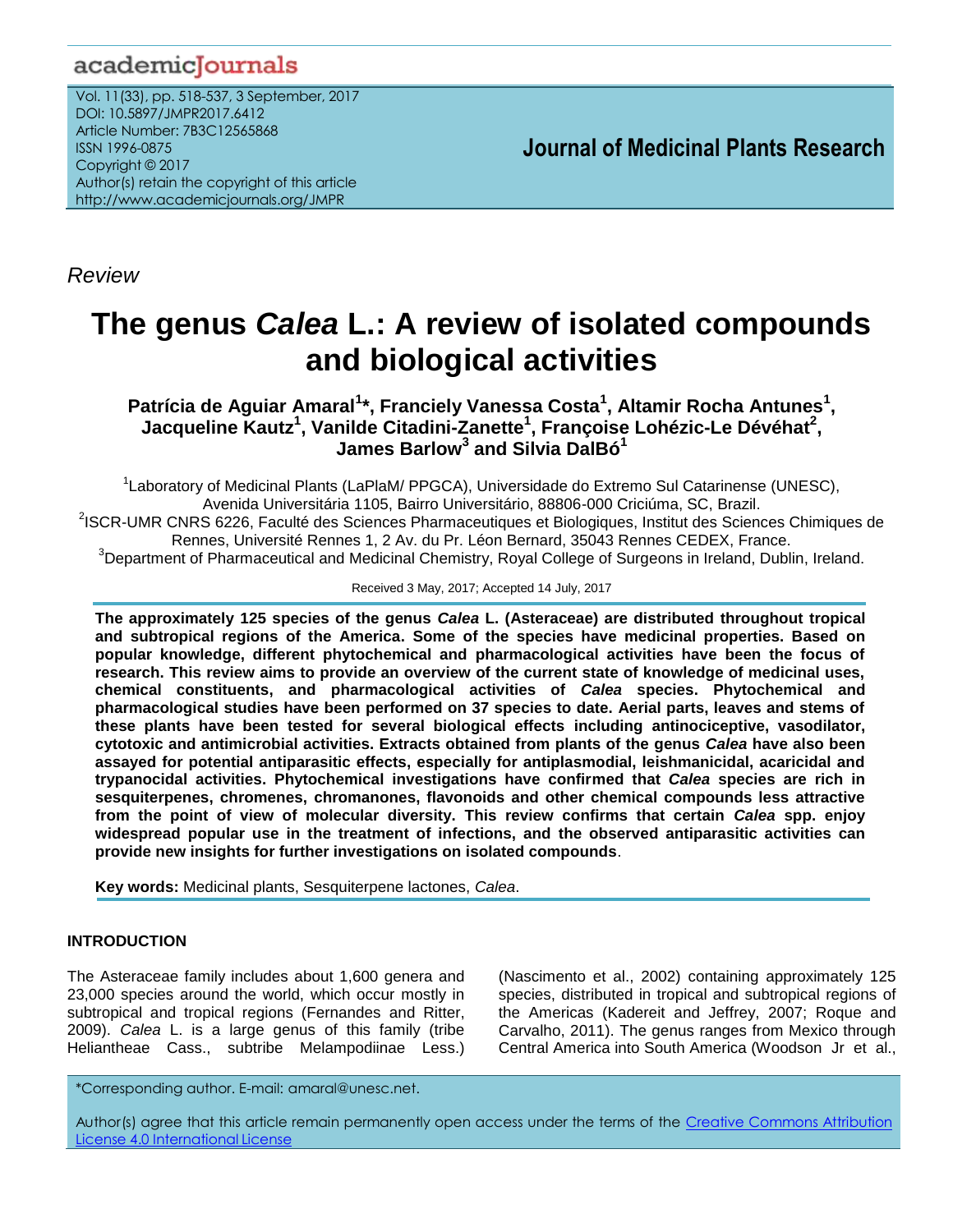*Review*

# The genus *Calea* L.: A review of isolated compounds and biological activities

**Patrícia de Aguiar Amaral[1]*, Franciely Vanessa Costa[1], Altamir Rocha Antunes[1], Jacqueline Kautz[1], Vanilde Citadini-Zanette[1], Françoise Lohézic-Le Dévéhat[2], James Barlow[3] and Silvia DalBó[1]**

[1]Laboratory of Medicinal Plants (LaPlaM/ PPGCA), Universidade do Extremo Sul Catarinense (UNESC), Avenida Universitária 1105, Bairro Universitário, 88806-000 Criciúma, SC, Brazil.

[2]ISCR-UMR CNRS 6226, Faculté des Sciences Pharmaceutiques et Biologiques, Institut des Sciences Chimiques de Rennes, Université Rennes 1, 2 Av. du Pr. Léon Bernard, 35043 Rennes CEDEX, France.

[3]Department of Pharmaceutical and Medicinal Chemistry, Royal College of Surgeons in Ireland, Dublin, Ireland.

Received 3 May, 2017; Accepted 14 July, 2017

**The approximately 125 species of the genus *Calea* L. (Asteraceae) are distributed throughout tropical and subtropical regions of the America. Some of the species have medicinal properties. Based on popular knowledge, different phytochemical and pharmacological activities have been the focus of research. This review aims to provide an overview of the current state of knowledge of medicinal uses, chemical constituents, and pharmacological activities of *Calea* species. Phytochemical and pharmacological studies have been performed on 37 species to date. Aerial parts, leaves and stems of these plants have been tested for several biological effects including antinociceptive, vasodilator, cytotoxic and antimicrobial activities. Extracts obtained from plants of the genus *Calea* have also been assayed for potential antiparasitic effects, especially for antiplasmodial, leishmanicidal, acaricidal and trypanocidal activities. Phytochemical investigations have confirmed that *Calea* species are rich in sesquiterpenes, chromenes, chromanones, flavonoids and other chemical compounds less attractive from the point of view of molecular diversity. This review confirms that certain *Calea* spp. enjoy widespread popular use in the treatment of infections, and the observed antiparasitic activities can provide new insights for further investigations on isolated compounds**.

**Key words:** Medicinal plants, Sesquiterpene lactones, *Calea*.

## INTRODUCTION

The Asteraceae family includes about 1,600 genera and 23,000 species around the world, which occur mostly in subtropical and tropical regions (Fernandes and Ritter, 2009). *Calea* L. is a large genus of this family (tribe Heliantheae Cass., subtribe Melampodiinae Less.) (Nascimento et al., 2002) containing approximately 125 species, distributed in tropical and subtropical regions of the Americas (Kadereit and Jeffrey, 2007; Roque and Carvalho, 2011). The genus ranges from Mexico through Central America into South America (Woodson Jr et al.,

*Corresponding author. E-mail: amaral@unesc.net.

Author(s) agree that this article remain permanently open access under the terms of the Creative Commons Attribution License 4.0 International License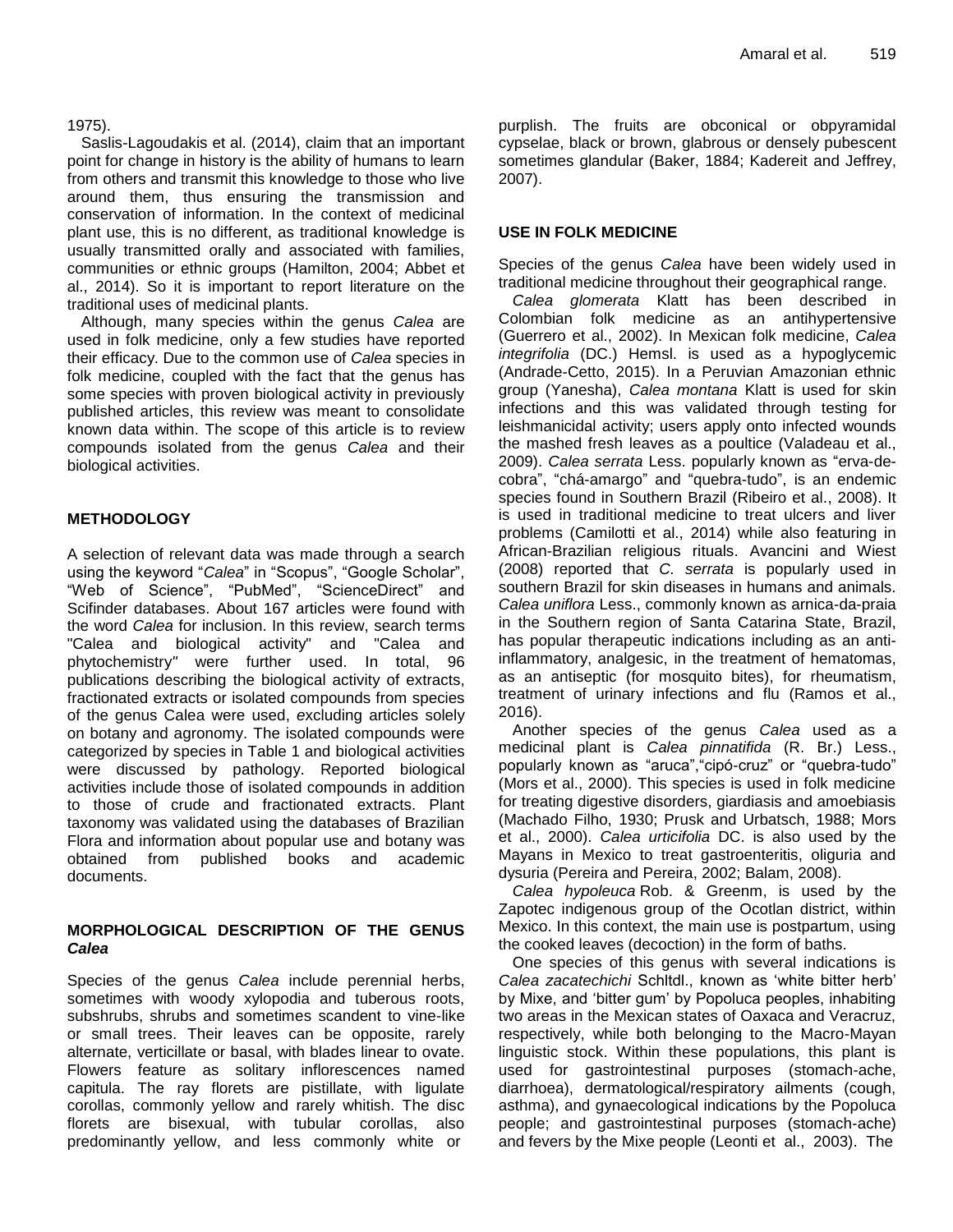1975).

Saslis-Lagoudakis et al. (2014), claim that an important point for change in history is the ability of humans to learn from others and transmit this knowledge to those who live around them, thus ensuring the transmission and conservation of information. In the context of medicinal plant use, this is no different, as traditional knowledge is usually transmitted orally and associated with families, communities or ethnic groups (Hamilton, 2004; Abbet et al., 2014). So it is important to report literature on the traditional uses of medicinal plants.

Although, many species within the genus *Calea* are used in folk medicine, only a few studies have reported their efficacy. Due to the common use of *Calea* species in folk medicine, coupled with the fact that the genus has some species with proven biological activity in previously published articles, this review was meant to consolidate known data within. The scope of this article is to review compounds isolated from the genus *Calea* and their biological activities.

## METHODOLOGY

A selection of relevant data was made through a search using the keyword "*Calea*" in "Scopus", "Google Scholar", "Web of Science", "PubMed", "ScienceDirect" and Scifinder databases. About 167 articles were found with the word *Calea* for inclusion. In this review, search terms "Calea and biological activity" and "Calea and phytochemistry" were further used. In total, 96 publications describing the biological activity of extracts, fractionated extracts or isolated compounds from species of the genus Calea were used, excluding articles solely on botany and agronomy. The isolated compounds were categorized by species in Table 1 and biological activities were discussed by pathology. Reported biological activities include those of isolated compounds in addition to those of crude and fractionated extracts. Plant taxonomy was validated using the databases of Brazilian Flora and information about popular use and botany was obtained from published books and academic documents.

## MORPHOLOGICAL DESCRIPTION OF THE GENUS *Calea*

Species of the genus *Calea* include perennial herbs, sometimes with woody xylopodia and tuberous roots, subshrubs, shrubs and sometimes scandent to vine-like or small trees. Their leaves can be opposite, rarely alternate, verticillate or basal, with blades linear to ovate. Flowers feature as solitary inflorescences named capitula. The ray florets are pistillate, with ligulate corollas, commonly yellow and rarely whitish. The disc florets are bisexual, with tubular corollas, also predominantly yellow, and less commonly white or purplish. The fruits are obconical or obpyramidal cypselae, black or brown, glabrous or densely pubescent sometimes glandular (Baker, 1884; Kadereit and Jeffrey, 2007).

## USE IN FOLK MEDICINE

Species of the genus *Calea* have been widely used in traditional medicine throughout their geographical range.

*Calea glomerata* Klatt has been described in Colombian folk medicine as an antihypertensive (Guerrero et al., 2002). In Mexican folk medicine, *Calea integrifolia* (DC.) Hemsl. is used as a hypoglycemic (Andrade-Cetto, 2015). In a Peruvian Amazonian ethnic group (Yanesha), *Calea montana* Klatt is used for skin infections and this was validated through testing for leishmanicidal activity; users apply onto infected wounds the mashed fresh leaves as a poultice (Valadeau et al., 2009). *Calea serrata* Less. popularly known as "erva-de-cobra", "chá-amargo" and "quebra-tudo", is an endemic species found in Southern Brazil (Ribeiro et al., 2008). It is used in traditional medicine to treat ulcers and liver problems (Camilotti et al., 2014) while also featuring in African-Brazilian religious rituals. Avancini and Wiest (2008) reported that *C. serrata* is popularly used in southern Brazil for skin diseases in humans and animals. *Calea uniflora* Less., commonly known as arnica-da-praia in the Southern region of Santa Catarina State, Brazil, has popular therapeutic indications including as an anti-inflammatory, analgesic, in the treatment of hematomas, as an antiseptic (for mosquito bites), for rheumatism, treatment of urinary infections and flu (Ramos et al., 2016).

Another species of the genus *Calea* used as a medicinal plant is *Calea pinnatifida* (R. Br.) Less., popularly known as "aruca","cipó-cruz" or "quebra-tudo" (Mors et al., 2000). This species is used in folk medicine for treating digestive disorders, giardiasis and amoebiasis (Machado Filho, 1930; Prusk and Urbatsch, 1988; Mors et al., 2000). *Calea urticifolia* DC. is also used by the Mayans in Mexico to treat gastroenteritis, oliguria and dysuria (Pereira and Pereira, 2002; Balam, 2008).

*Calea hypoleuca* Rob. & Greenm, is used by the Zapotec indigenous group of the Ocotlan district, within Mexico. In this context, the main use is postpartum, using the cooked leaves (decoction) in the form of baths.

One species of this genus with several indications is *Calea zacatechichi* Schltdl., known as 'white bitter herb' by Mixe, and 'bitter gum' by Popoluca peoples, inhabiting two areas in the Mexican states of Oaxaca and Veracruz, respectively, while both belonging to the Macro-Mayan linguistic stock. Within these populations, this plant is used for gastrointestinal purposes (stomach-ache, diarrhoea), dermatological/respiratory ailments (cough, asthma), and gynaecological indications by the Popoluca people; and gastrointestinal purposes (stomach-ache) and fevers by the Mixe people (Leonti et al., 2003). The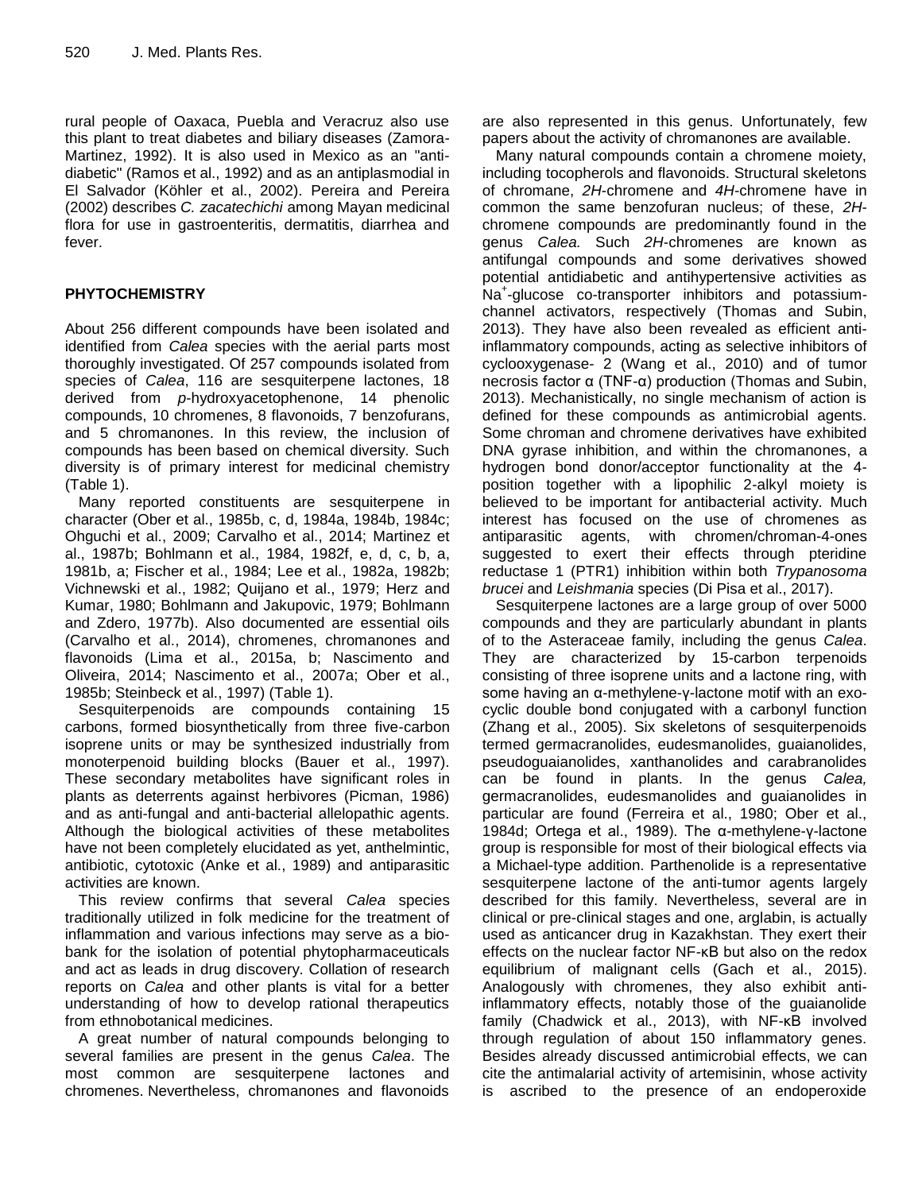rural people of Oaxaca, Puebla and Veracruz also use this plant to treat diabetes and biliary diseases (Zamora-Martinez, 1992). It is also used in Mexico as an "anti-diabetic" (Ramos et al., 1992) and as an antiplasmodial in El Salvador (Köhler et al., 2002). Pereira and Pereira (2002) describes *C. zacatechichi* among Mayan medicinal flora for use in gastroenteritis, dermatitis, diarrhea and fever.

## PHYTOCHEMISTRY

About 256 different compounds have been isolated and identified from *Calea* species with the aerial parts most thoroughly investigated. Of 257 compounds isolated from species of *Calea*, 116 are sesquiterpene lactones, 18 derived from *p*-hydroxyacetophenone, 14 phenolic compounds, 10 chromenes, 8 flavonoids, 7 benzofurans, and 5 chromanones. In this review, the inclusion of compounds has been based on chemical diversity. Such diversity is of primary interest for medicinal chemistry (Table 1).

Many reported constituents are sesquiterpene in character (Ober et al., 1985b, c, d, 1984a, 1984b, 1984c; Ohguchi et al., 2009; Carvalho et al., 2014; Martinez et al., 1987b; Bohlmann et al., 1984, 1982f, e, d, c, b, a, 1981b, a; Fischer et al., 1984; Lee et al., 1982a, 1982b; Vichnewski et al., 1982; Quijano et al., 1979; Herz and Kumar, 1980; Bohlmann and Jakupovic, 1979; Bohlmann and Zdero, 1977b). Also documented are essential oils (Carvalho et al., 2014), chromenes, chromanones and flavonoids (Lima et al., 2015a, b; Nascimento and Oliveira, 2014; Nascimento et al., 2007a; Ober et al., 1985b; Steinbeck et al., 1997) (Table 1).

Sesquiterpenoids are compounds containing 15 carbons, formed biosynthetically from three five-carbon isoprene units or may be synthesized industrially from monoterpenoid building blocks (Bauer et al., 1997). These secondary metabolites have significant roles in plants as deterrents against herbivores (Picman, 1986) and as anti-fungal and anti-bacterial allelopathic agents. Although the biological activities of these metabolites have not been completely elucidated as yet, anthelmintic, antibiotic, cytotoxic (Anke et al., 1989) and antiparasitic activities are known.

This review confirms that several *Calea* species traditionally utilized in folk medicine for the treatment of inflammation and various infections may serve as a bio-bank for the isolation of potential phytopharmaceuticals and act as leads in drug discovery. Collation of research reports on *Calea* and other plants is vital for a better understanding of how to develop rational therapeutics from ethnobotanical medicines.

A great number of natural compounds belonging to several families are present in the genus *Calea*. The most common are sesquiterpene lactones and chromenes. Nevertheless, chromanones and flavonoids are also represented in this genus. Unfortunately, few papers about the activity of chromanones are available.

Many natural compounds contain a chromene moiety, including tocopherols and flavonoids. Structural skeletons of chromane, *2H*-chromene and *4H*-chromene have in common the same benzofuran nucleus; of these, *2H*-chromene compounds are predominantly found in the genus *Calea.* Such *2H*-chromenes are known as antifungal compounds and some derivatives showed potential antidiabetic and antihypertensive activities as $Na^+$-glucose co-transporter inhibitors and potassium-channel activators, respectively (Thomas and Subin, 2013). They have also been revealed as efficient anti-inflammatory compounds, acting as selective inhibitors of cyclooxygenase- 2 (Wang et al., 2010) and of tumor necrosis factor α (TNF-α) production (Thomas and Subin, 2013). Mechanistically, no single mechanism of action is defined for these compounds as antimicrobial agents. Some chroman and chromene derivatives have exhibited DNA gyrase inhibition, and within the chromanones, a hydrogen bond donor/acceptor functionality at the 4-position together with a lipophilic 2-alkyl moiety is believed to be important for antibacterial activity. Much interest has focused on the use of chromenes as antiparasitic agents, with chromen/chroman-4-ones suggested to exert their effects through pteridine reductase 1 (PTR1) inhibition within both *Trypanosoma brucei* and *Leishmania* species (Di Pisa et al., 2017).

Sesquiterpene lactones are a large group of over 5000 compounds and they are particularly abundant in plants of to the Asteraceae family, including the genus *Calea*. They are characterized by 15-carbon terpenoids consisting of three isoprene units and a lactone ring, with some having an α-methylene-γ-lactone motif with an exo-cyclic double bond conjugated with a carbonyl function (Zhang et al., 2005). Six skeletons of sesquiterpenoids termed germacranolides, eudesmanolides, guaianolides, pseudoguaianolides, xanthanolides and carabranolides can be found in plants. In the genus *Calea,* germacranolides, eudesmanolides and guaianolides in particular are found (Ferreira et al., 1980; Ober et al., 1984d; Ortega et al., 1989). The α-methylene-γ-lactone group is responsible for most of their biological effects via a Michael-type addition. Parthenolide is a representative sesquiterpene lactone of the anti-tumor agents largely described for this family. Nevertheless, several are in clinical or pre-clinical stages and one, arglabin, is actually used as anticancer drug in Kazakhstan. They exert their effects on the nuclear factor NF-κB but also on the redox equilibrium of malignant cells (Gach et al., 2015). Analogously with chromenes, they also exhibit anti-inflammatory effects, notably those of the guaianolide family (Chadwick et al., 2013), with NF-κB involved through regulation of about 150 inflammatory genes. Besides already discussed antimicrobial effects, we can cite the antimalarial activity of artemisinin, whose activity is ascribed to the presence of an endoperoxide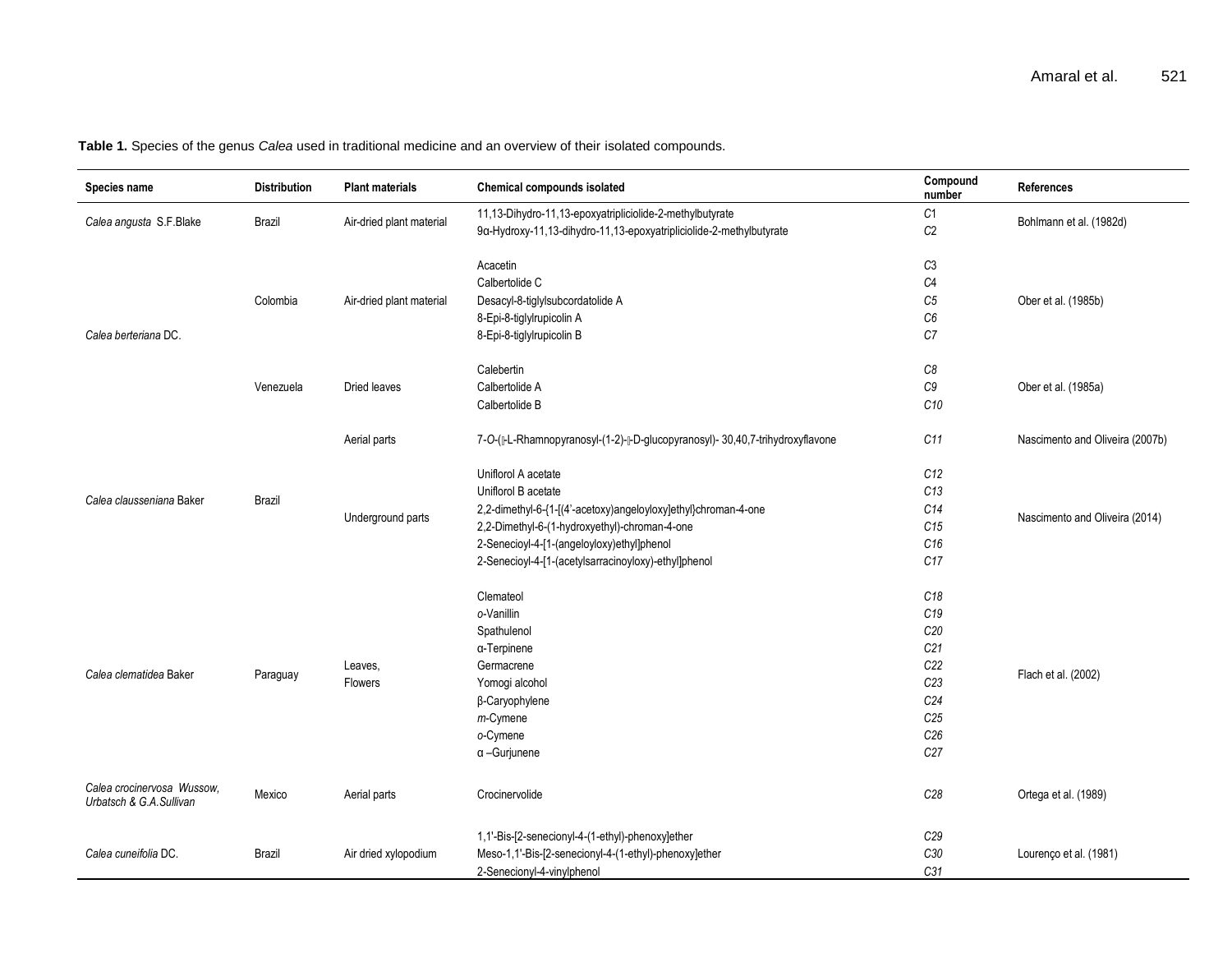**Table 1.** Species of the genus *Calea* used in traditional medicine and an overview of their isolated compounds.

| Species name | Distribution | Plant materials | Chemical compounds isolated | Compound number | References |
|---|---|---|---|---|---|
| *Calea angusta* S.F.Blake | Brazil | Air-dried plant material | 11,13-Dihydro-11,13-epoxyatripliciolide-2-methylbutyrate | *C1* | Bohlmann et al. (1982d) |
| | | | 9α-Hydroxy-11,13-dihydro-11,13-epoxyatripliciolide-2-methylbutyrate | *C2* | |
| *Calea berteriana* DC. | Colombia | Air-dried plant material | Acacetin | *C3* | Ober et al. (1985b) |
| | | | Calbertolide C | *C4* | |
| | | | Desacyl-8-tiglylsubcordatolide A | *C5* | |
| | | | 8-Epi-8-tiglylrupicolin A | *C6* | |
| | | | 8-Epi-8-tiglylrupicolin B | *C7* | |
| | Venezuela | Dried leaves | Calebertin | *C8* | Ober et al. (1985a) |
| | | | Calbertolide A | *C9* | |
| | | | Calbertolide B | *C10* | |
| *Calea clausseniana* Baker | Brazil | Aerial parts | 7-O-(β-L-Rhamnopyranosyl-(1-2)-β-D-glucopyranosyl)- 30,40,7-trihydroxyflavone | *C11* | Nascimento and Oliveira (2007b) |
| | | Underground parts | Uniflorol A acetate | *C12* | Nascimento and Oliveira (2014) |
| | | | Uniflorol B acetate | *C13* | |
| | | | 2,2-dimethyl-6-{1-[(4'-acetoxy)angeloyloxy]ethyl}chroman-4-one | *C14* | |
| | | | 2,2-Dimethyl-6-(1-hydroxyethyl)-chroman-4-one | *C15* | |
| | | | 2-Senecioyl-4-[1-(angeloyloxy)ethyl]phenol | *C16* | |
| | | | 2-Senecioyl-4-[1-(acetylsarracinoyloxy)-ethyl]phenol | *C17* | |
| *Calea clematidea* Baker | Paraguay | Leaves, Flowers | Clemateol | *C18* | Flach et al. (2002) |
| | | | *o*-Vanillin | *C19* | |
| | | | Spathulenol | *C20* | |
| | | | α-Terpinene | *C21* | |
| | | | Germacrene | *C22* | |
| | | | Yomogi alcohol | *C23* | |
| | | | β-Caryophylene | *C24* | |
| | | | *m*-Cymene | *C25* | |
| | | | *o*-Cymene | *C26* | |
| | | | α –Gurjunene | *C27* | |
| *Calea crocinervosa Wussow, Urbatsch & G.A.Sullivan* | Mexico | Aerial parts | Crocinervolide | *C28* | Ortega et al. (1989) |
| *Calea cuneifolia* DC. | Brazil | Air dried xylopodium | 1,1'-Bis-[2-senecionyl-4-(1-ethyl)-phenoxy]ether | *C29* | Lourenço et al. (1981) |
| | | | Meso-1,1'-Bis-[2-senecionyl-4-(1-ethyl)-phenoxy]ether | *C30* | |
| | | | 2-Senecionyl-4-vinylphenol | *C31* | |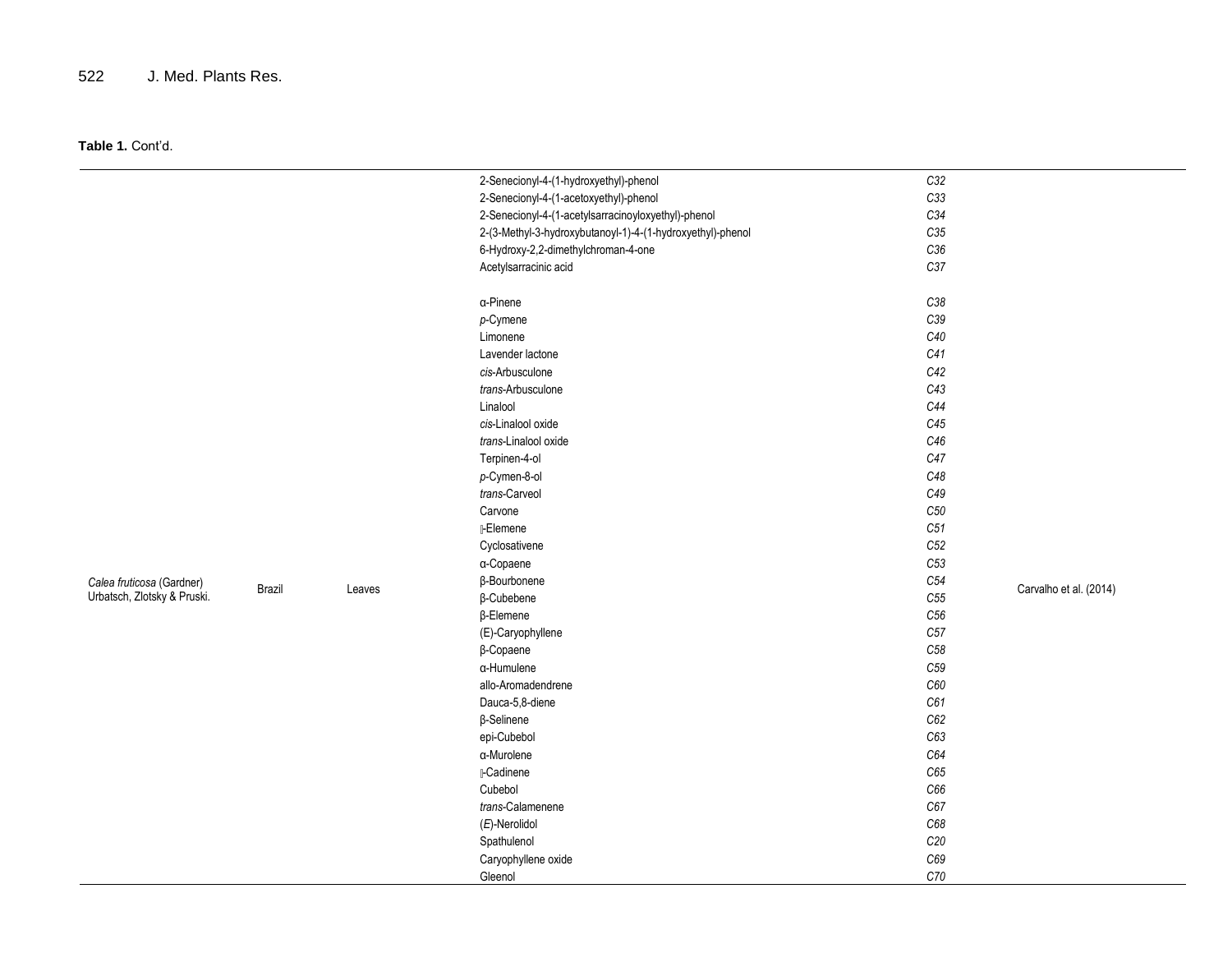**Table 1.** Cont'd.

| | | | | | |
|---|---|---|---|---|---|
| *Calea fruticosa* (Gardner) Urbatsch, Zlotsky & Pruski. | Brazil | Leaves | 2-Senecionyl-4-(1-hydroxyethyl)-phenol | *C32* | Carvalho et al. (2014) |
| | | | 2-Senecionyl-4-(1-acetoxyethyl)-phenol | *C33* | |
| | | | 2-Senecionyl-4-(1-acetylsarracinoyloxyethyl)-phenol | *C34* | |
| | | | 2-(3-Methyl-3-hydroxybutanoyl-1)-4-(1-hydroxyethyl)-phenol | *C35* | |
| | | | 6-Hydroxy-2,2-dimethylchroman-4-one | *C36* | |
| | | | Acetylsarracinic acid | *C37* | |
| | | | α-Pinene | *C38* | |
| | | | *p*-Cymene | *C39* | |
| | | | Limonene | *C40* | |
| | | | Lavender lactone | *C41* | |
| | | | *cis*-Arbusculone | *C42* | |
| | | | *trans*-Arbusculone | *C43* | |
| | | | Linalool | *C44* | |
| | | | *cis*-Linalool oxide | *C45* | |
| | | | *trans*-Linalool oxide | *C46* | |
| | | | Terpinen-4-ol | *C47* | |
| | | | *p*-Cymen-8-ol | *C48* | |
| | | | *trans*-Carveol | *C49* | |
| | | | Carvone | *C50* | |
| | | | -Elemene | *C51* | |
| | | | Cyclosativene | *C52* | |
| | | | α-Copaene | *C53* | |
| | | | β-Bourbonene | *C54* | |
| | | | β-Cubebene | *C55* | |
| | | | β-Elemene | *C56* | |
| | | | (E)-Caryophyllene | *C57* | |
| | | | β-Copaene | *C58* | |
| | | | α-Humulene | *C59* | |
| | | | allo-Aromadendrene | *C60* | |
| | | | Dauca-5,8-diene | *C61* | |
| | | | β-Selinene | *C62* | |
| | | | epi-Cubebol | *C63* | |
| | | | α-Murolene | *C64* | |
| | | | -Cadinene | *C65* | |
| | | | Cubebol | *C66* | |
| | | | *trans*-Calamenene | *C67* | |
| | | | (*E*)-Nerolidol | *C68* | |
| | | | Spathulenol | *C20* | |
| | | | Caryophyllene oxide | *C69* | |
| | | | Gleenol | *C70* | |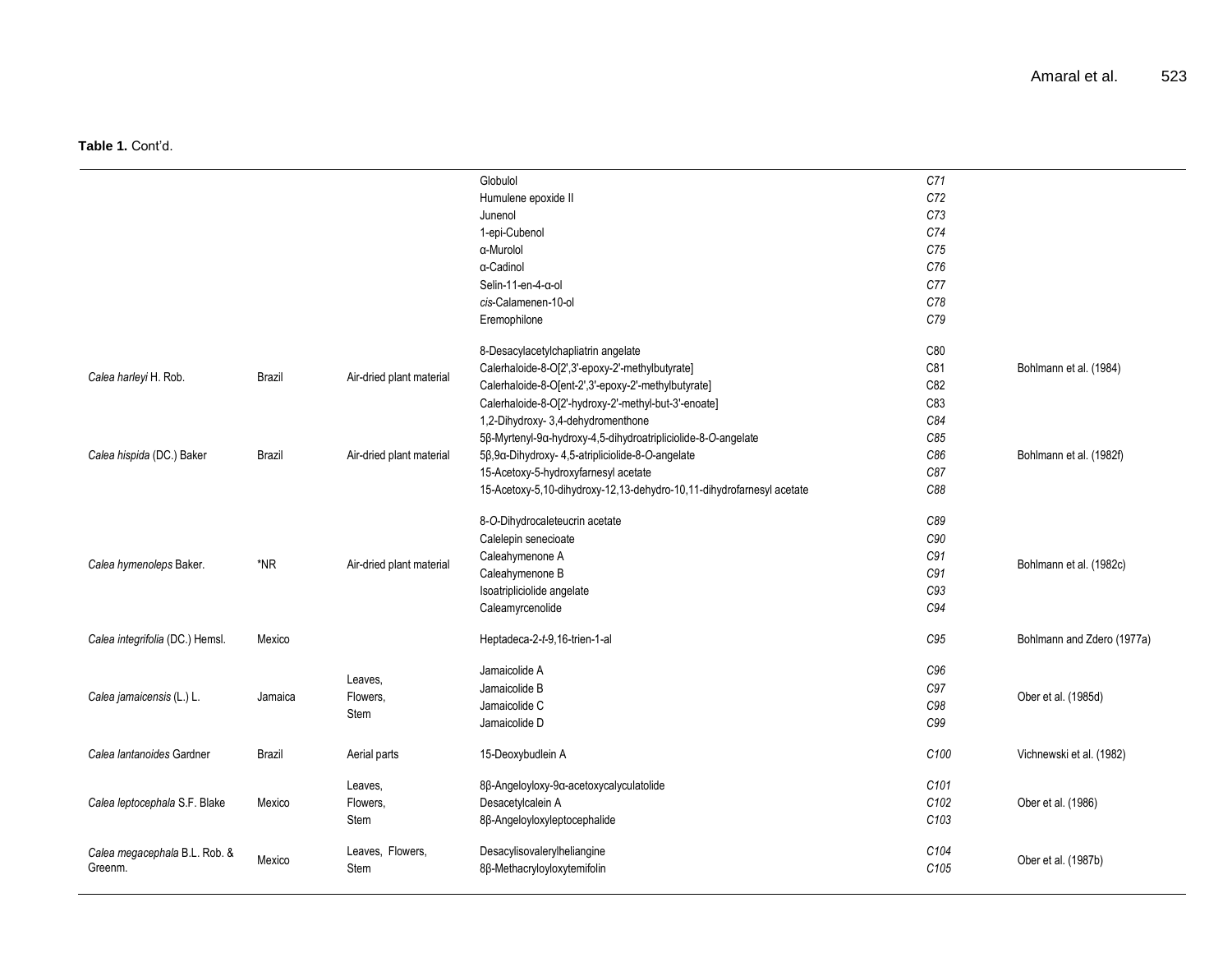**Table 1.** Cont'd.

| | | | | | |
|---|---|---|---|---|---|
| | | | Globulol | C71 | |
| | | | Humulene epoxide II | C72 | |
| | | | Junenol | C73 | |
| | | | 1-epi-Cubenol | C74 | |
| | | | α-Murolol | C75 | |
| | | | α-Cadinol | C76 | |
| | | | Selin-11-en-4-α-ol | C77 | |
| | | | *cis*-Calamenen-10-ol | C78 | |
| | | | Eremophilone | C79 | |
| *Calea harleyi* H. Rob. | Brazil | Air-dried plant material | 8-Desacylacetylchapliatrin angelate | C80 | Bohlmann et al. (1984) |
| | | | Calerhaloide-8-O[2',3'-epoxy-2'-methylbutyrate] | C81 | |
| | | | Calerhaloide-8-O[ent-2',3'-epoxy-2'-methylbutyrate] | C82 | |
| | | | Calerhaloide-8-O[2'-hydroxy-2'-methyl-but-3'-enoate] | C83 | |
| *Calea hispida* (DC.) Baker | Brazil | Air-dried plant material | 1,2-Dihydroxy- 3,4-dehydromenthone | C84 | Bohlmann et al. (1982f) |
| | | | 5β-Myrtenyl-9α-hydroxy-4,5-dihydroatripliciolide-8-O-angelate | C85 | |
| | | | 5β,9α-Dihydroxy- 4,5-atripliciolide-8-*O*-angelate | C86 | |
| | | | 15-Acetoxy-5-hydroxyfarnesyl acetate | C87 | |
| | | | 15-Acetoxy-5,10-dihydroxy-12,13-dehydro-10,11-dihydrofarnesyl acetate | C88 | |
| *Calea hymenoleps* Baker. | *NR | Air-dried plant material | 8-*O*-Dihydrocaleteucrin acetate | C89 | Bohlmann et al. (1982c) |
| | | | Calelepin senecioate | C90 | |
| | | | Caleahymenone A | C91 | |
| | | | Caleahymenone B | C91 | |
| | | | Isoatripliciolide angelate | C93 | |
| | | | Caleamyrcenolide | C94 | |
| *Calea integrifolia* (DC.) Hemsl. | Mexico | | Heptadeca-2-*t*-9,16-trien-1-al | C95 | Bohlmann and Zdero (1977a) |
| *Calea jamaicensis* (L.) L. | Jamaica | Leaves, Flowers, Stem | Jamaicolide A | C96 | Ober et al. (1985d) |
| | | | Jamaicolide B | C97 | |
| | | | Jamaicolide C | C98 | |
| | | | Jamaicolide D | C99 | |
| *Calea lantanoides* Gardner | Brazil | Aerial parts | 15-Deoxybudlein A | C100 | Vichnewski et al. (1982) |
| *Calea leptocephala* S.F. Blake | Mexico | Leaves, Flowers, Stem | 8β-Angeloyloxy-9α-acetoxycalyculatolide | C101 | Ober et al. (1986) |
| | | | Desacetylcalein A | C102 | |
| | | | 8β-Angeloyloxyleptocephalide | C103 | |
| *Calea megacephala* B.L. Rob. & Greenm. | Mexico | Leaves, Flowers, Stem | Desacylisovalerylheliangine | C104 | Ober et al. (1987b) |
| | | | 8β-Methacryloyloxytemifolin | C105 | |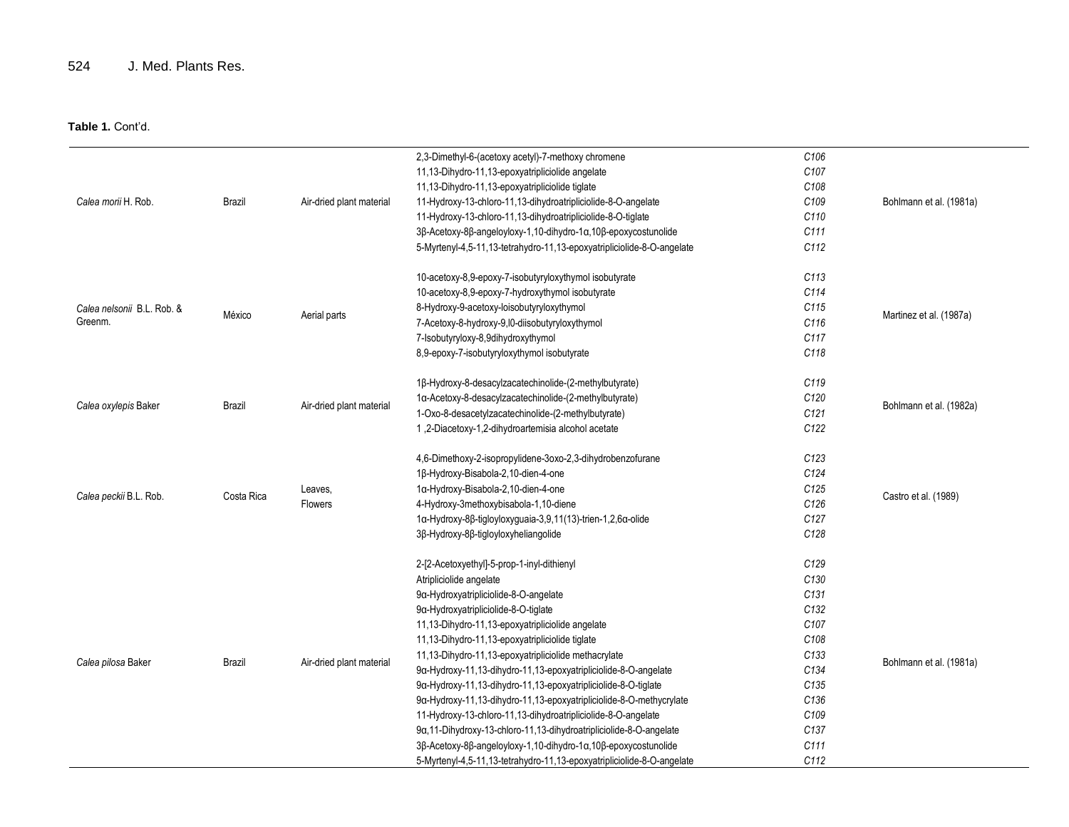**Table 1.** Cont'd.

| | | | | | |
|---|---|---|---|---|---|
| *Calea morii* H. Rob. | Brazil | Air-dried plant material | 2,3-Dimethyl-6-(acetoxy acetyl)-7-methoxy chromene | *C106* | Bohlmann et al. (1981a) |
| | | | 11,13-Dihydro-11,13-epoxyatripliciolide angelate | *C107* | |
| | | | 11,13-Dihydro-11,13-epoxyatripliciolide tiglate | *C108* | |
| | | | 11-Hydroxy-13-chloro-11,13-dihydroatripliciolide-8-O-angelate | *C109* | |
| | | | 11-Hydroxy-13-chloro-11,13-dihydroatripliciolide-8-O-tiglate | *C110* | |
| | | | 3β-Acetoxy-8β-angeloyloxy-1,10-dihydro-1α,10β-epoxycostunolide | *C111* | |
| | | | 5-Myrtenyl-4,5-11,13-tetrahydro-11,13-epoxyatripliciolide-8-O-angelate | *C112* | |
| *Calea nelsonii* B.L. Rob. & Greenm. | México | Aerial parts | 10-acetoxy-8,9-epoxy-7-isobutyryloxythymol isobutyrate | *C113* | Martinez et al. (1987a) |
| | | | 10-acetoxy-8,9-epoxy-7-hydroxythymol isobutyrate | *C114* | |
| | | | 8-Hydroxy-9-acetoxy-loisobutyryloxythymol | *C115* | |
| | | | 7-Acetoxy-8-hydroxy-9,l0-diisobutyryloxythymol | *C116* | |
| | | | 7-Isobutyryloxy-8,9dihydroxythymol | *C117* | |
| | | | 8,9-epoxy-7-isobutyryloxythymol isobutyrate | *C118* | |
| *Calea oxylepis* Baker | Brazil | Air-dried plant material | 1β-Hydroxy-8-desacylzacatechinolide-(2-methylbutyrate) | *C119* | Bohlmann et al. (1982a) |
| | | | 1α-Acetoxy-8-desacylzacatechinolide-(2-methylbutyrate) | *C120* | |
| | | | 1-Oxo-8-desacetylzacatechinolide-(2-methylbutyrate) | *C121* | |
| | | | 1 ,2-Diacetoxy-1,2-dihydroartemisia alcohol acetate | *C122* | |
| *Calea peckii* B.L. Rob. | Costa Rica | Leaves, Flowers | 4,6-Dimethoxy-2-isopropylidene-3oxo-2,3-dihydrobenzofurane | *C123* | Castro et al. (1989) |
| | | | 1β-Hydroxy-Bisabola-2,10-dien-4-one | *C124* | |
| | | | 1α-Hydroxy-Bisabola-2,10-dien-4-one | *C125* | |
| | | | 4-Hydroxy-3methoxybisabola-1,10-diene | *C126* | |
| | | | 1α-Hydroxy-8β-tigloyloxyguaia-3,9,11(13)-trien-1,2,6α-olide | *C127* | |
| | | | 3β-Hydroxy-8β-tigloyloxyheliangolide | *C128* | |
| *Calea pilosa* Baker | Brazil | Air-dried plant material | 2-[2-Acetoxyethyl]-5-prop-1-inyl-dithienyl | *C129* | Bohlmann et al. (1981a) |
| | | | Atripliciolide angelate | *C130* | |
| | | | 9α-Hydroxyatripliciolide-8-O-angelate | *C131* | |
| | | | 9α-Hydroxyatripliciolide-8-O-tiglate | *C132* | |
| | | | 11,13-Dihydro-11,13-epoxyatripliciolide angelate | *C107* | |
| | | | 11,13-Dihydro-11,13-epoxyatripliciolide tiglate | *C108* | |
| | | | 11,13-Dihydro-11,13-epoxyatripliciolide methacrylate | *C133* | |
| | | | 9α-Hydroxy-11,13-dihydro-11,13-epoxyatripliciolide-8-O-angelate | *C134* | |
| | | | 9α-Hydroxy-11,13-dihydro-11,13-epoxyatripliciolide-8-O-tiglate | *C135* | |
| | | | 9α-Hydroxy-11,13-dihydro-11,13-epoxyatripliciolide-8-O-methycrylate | *C136* | |
| | | | 11-Hydroxy-13-chloro-11,13-dihydroatripliciolide-8-O-angelate | *C109* | |
| | | | 9α,11-Dihydroxy-13-chloro-11,13-dihydroatripliciolide-8-O-angelate | *C137* | |
| | | | 3β-Acetoxy-8β-angeloyloxy-1,10-dihydro-1α,10β-epoxycostunolide | *C111* | |
| | | | 5-Myrtenyl-4,5-11,13-tetrahydro-11,13-epoxyatripliciolide-8-O-angelate | *C112* | |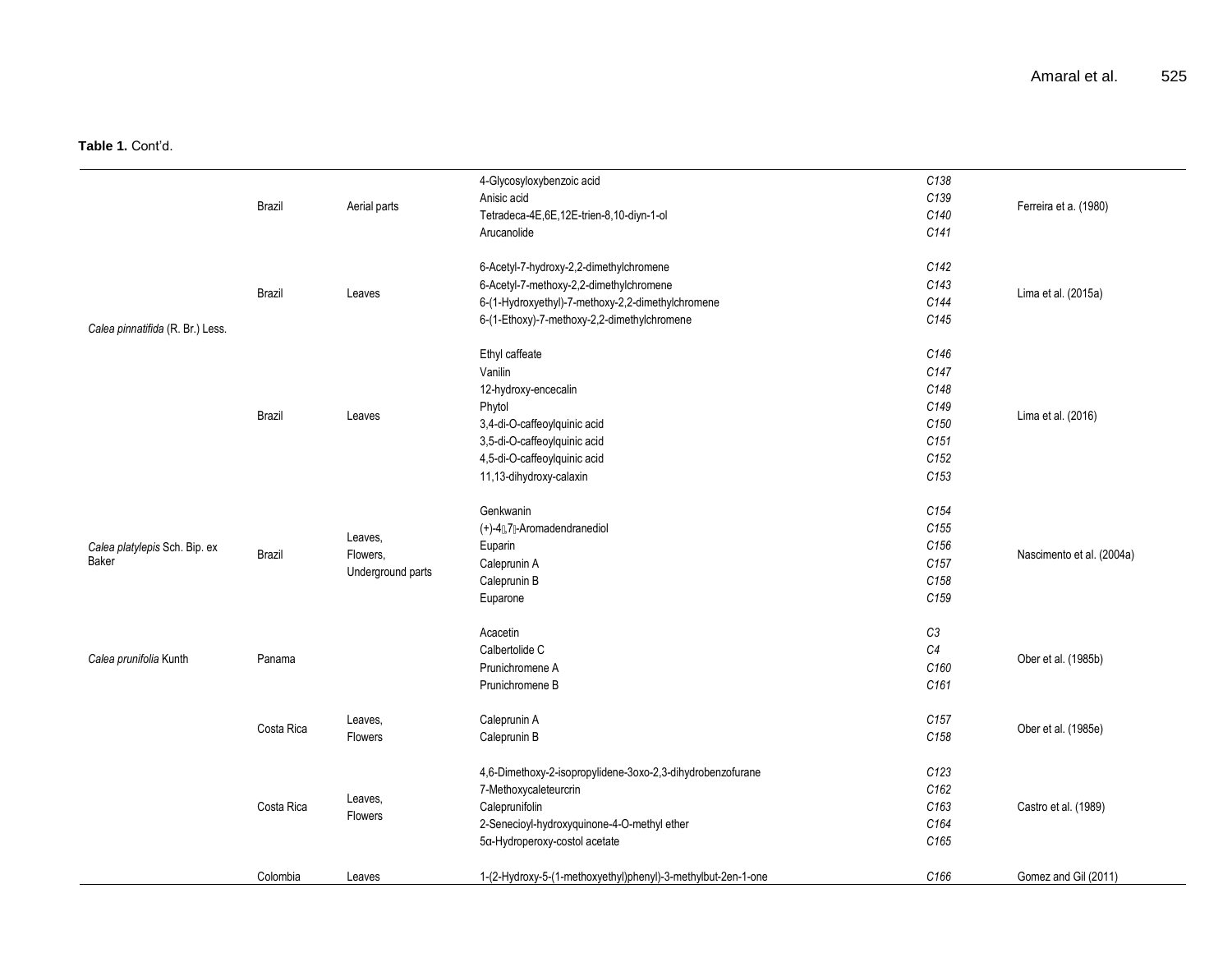**Table 1.** Cont'd.

| | | | | | |
|---|---|---|---|---|---|
| *Calea pinnatifida* (R. Br.) Less. | Brazil | Aerial parts | 4-Glycosyloxybenzoic acid<br>Anisic acid<br>Tetradeca-4E,6E,12E-trien-8,10-diyn-1-ol<br>Arucanolide | *C138*<br>*C139*<br>*C140*<br>*C141* | Ferreira et a. (1980) |
| | Brazil | Leaves | 6-Acetyl-7-hydroxy-2,2-dimethylchromene<br>6-Acetyl-7-methoxy-2,2-dimethylchromene<br>6-(1-Hydroxyethyl)-7-methoxy-2,2-dimethylchromene<br>6-(1-Ethoxy)-7-methoxy-2,2-dimethylchromene | *C142*<br>*C143*<br>*C144*<br>*C145* | Lima et al. (2015a) |
| | Brazil | Leaves | Ethyl caffeate<br>Vanilin<br>12-hydroxy-encecalin<br>Phytol<br>3,4-di-O-caffeoylquinic acid<br>3,5-di-O-caffeoylquinic acid<br>4,5-di-O-caffeoylquinic acid<br>11,13-dihydroxy-calaxin | *C146*<br>*C147*<br>*C148*<br>*C149*<br>*C150*<br>*C151*<br>*C152*<br>*C153* | Lima et al. (2016) |
| *Calea platylepis* Sch. Bip. ex Baker | Brazil | Leaves,<br>Flowers,<br>Underground parts | Genkwanin<br>(+)-4,7-Aromadendranediol<br>Euparin<br>Caleprunin A<br>Caleprunin B<br>Euparone | *C154*<br>*C155*<br>*C156*<br>*C157*<br>*C158*<br>*C159* | Nascimento et al. (2004a) |
| *Calea prunifolia* Kunth | Panama | | Acacetin<br>Calbertolide C<br>Prunichromene A<br>Prunichromene B | *C3*<br>*C4*<br>*C160*<br>*C161* | Ober et al. (1985b) |
| | Costa Rica | Leaves,<br>Flowers | Caleprunin A<br>Caleprunin B | *C157*<br>*C158* | Ober et al. (1985e) |
| | Costa Rica | Leaves,<br>Flowers | 4,6-Dimethoxy-2-isopropylidene-3oxo-2,3-dihydrobenzofurane<br>7-Methoxycaleteurcrin<br>Caleprunifolin<br>2-Senecioyl-hydroxyquinone-4-O-methyl ether<br>5α-Hydroperoxy-costol acetate | *C123*<br>*C162*<br>*C163*<br>*C164*<br>*C165* | Castro et al. (1989) |
| | Colombia | Leaves | 1-(2-Hydroxy-5-(1-methoxyethyl)phenyl)-3-methylbut-2en-1-one | *C166* | Gomez and Gil (2011) |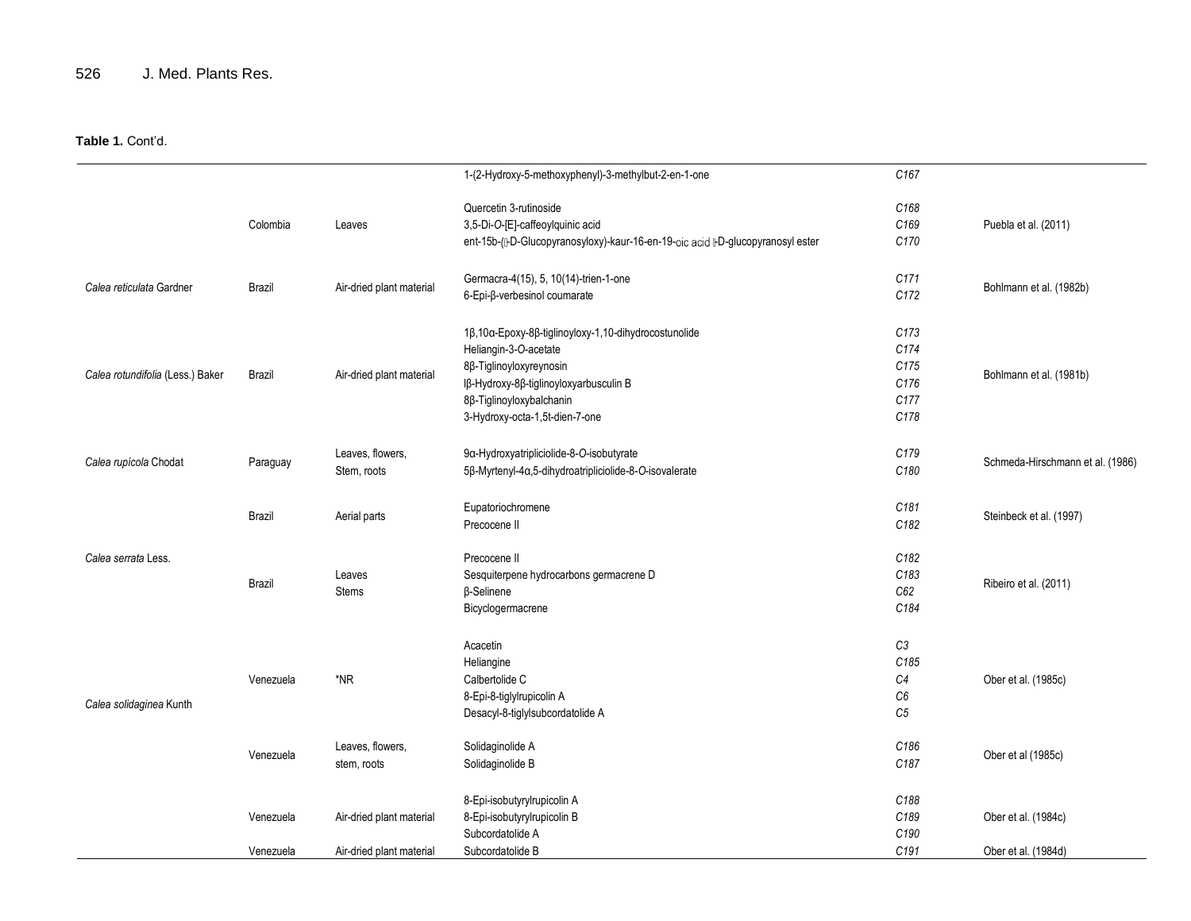**Table 1.** Cont'd.

| | | | | | |
|---|---|---|---|---|---|
| | | | 1-(2-Hydroxy-5-methoxyphenyl)-3-methylbut-2-en-1-one | C167 | |
| | Colombia | Leaves | Quercetin 3-rutinoside<br>3,5-Di-O-[E]-caffeoylquinic acid<br>ent-15b-(β-D-Glucopyranosyloxy)-kaur-16-en-19-oic acid β-D-glucopyranosyl ester | C168<br>C169<br>C170 | Puebla et al. (2011) |
| *Calea reticulata* Gardner | Brazil | Air-dried plant material | Germacra-4(15), 5, 10(14)-trien-1-one<br>6-Epi-β-verbesinol coumarate | C171<br>C172 | Bohlmann et al. (1982b) |
| *Calea rotundifolia* (Less.) Baker | Brazil | Air-dried plant material | 1β,10α-Epoxy-8β-tiglinoyloxy-1,10-dihydrocostunolide<br>Heliangin-3-O-acetate<br>8β-Tiglinoyloxyreynosin<br>lβ-Hydroxy-8β-tiglinoyloxyarbusculin B<br>8β-Tiglinoyloxybalchanin<br>3-Hydroxy-octa-1,5t-dien-7-one | C173<br>C174<br>C175<br>C176<br>C177<br>C178 | Bohlmann et al. (1981b) |
| *Calea rupicola* Chodat | Paraguay | Leaves, flowers, Stem, roots | 9α-Hydroxyatripliciolide-8-O-isobutyrate<br>5β-Myrtenyl-4α,5-dihydroatripliciolide-8-O-isovalerate | C179<br>C180 | Schmeda-Hirschmann et al. (1986) |
| *Calea serrata* Less. | Brazil | Aerial parts | Eupatoriochromene<br>Precocene II | C181<br>C182 | Steinbeck et al. (1997) |
| | Brazil | Leaves<br>Stems | Precocene II<br>Sesquiterpene hydrocarbons germacrene D<br>β-Selinene<br>Bicyclogermacrene | C182<br>C183<br>C62<br>C184 | Ribeiro et al. (2011) |
| *Calea solidaginea* Kunth | Venezuela | *NR | Acacetin<br>Heliangine<br>Calbertolide C<br>8-Epi-8-tiglylrupicolin A<br>Desacyl-8-tiglylsubcordatolide A | C3<br>C185<br>C4<br>C6<br>C5 | Ober et al. (1985c) |
| | Venezuela | Leaves, flowers, stem, roots | Solidaginolide A<br>Solidaginolide B | C186<br>C187 | Ober et al (1985c) |
| | Venezuela | Air-dried plant material | 8-Epi-isobutyrylrupicolin A<br>8-Epi-isobutyrylrupicolin B<br>Subcordatolide A | C188<br>C189<br>C190 | Ober et al. (1984c) |
| | Venezuela | Air-dried plant material | Subcordatolide B | C191 | Ober et al. (1984d) |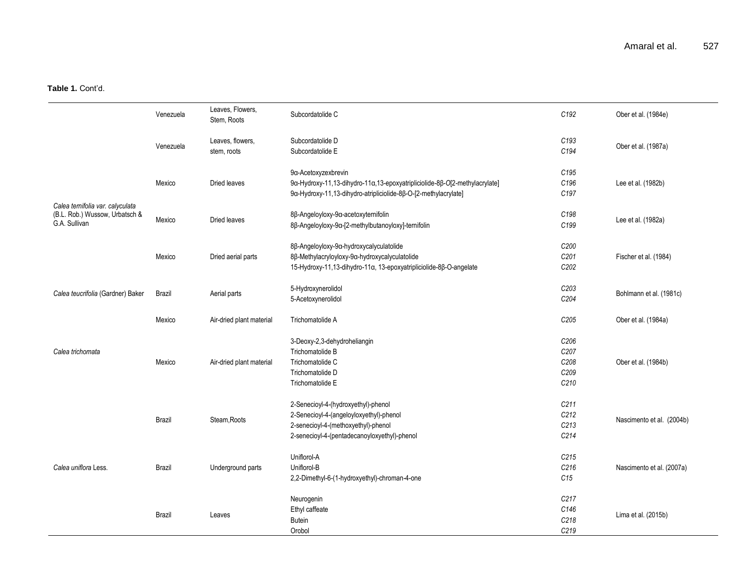**Table 1.** Cont'd.

| | | | | | |
|---|---|---|---|---|---|
| | Venezuela | Leaves, Flowers, Stem, Roots | Subcordatolide C | *C192* | Ober et al. (1984e) |
| | Venezuela | Leaves, flowers, stem, roots | Subcordatolide D<br>Subcordatolide E | *C193*<br>*C194* | Ober et al. (1987a) |
| *Calea ternifolia var. calyculata* (B.L. Rob.) Wussow, Urbatsch & G.A. Sullivan | Mexico | Dried leaves | 9α-Acetoxyzexbrevin<br>9α-Hydroxy-11,13-dihydro-11α,13-epoxyatripliciolide-8β-O[2-methylacrylate]<br>9α-Hydroxy-11,13-dihydro-atripliciolide-8β-O-[2-methylacrylate] | *C195*<br>*C196*<br>*C197* | Lee et al. (1982b) |
| | Mexico | Dried leaves | 8β-Angeloyloxy-9α-acetoxyternifolin<br>8β-Angeloyloxy-9α-[2-methylbutanoyloxy]-ternifolin | *C198*<br>*C199* | Lee et al. (1982a) |
| | Mexico | Dried aerial parts | 8β-Angeloyloxy-9α-hydroxycalyculatolide<br>8β-Methylacryloyloxy-9α-hydroxycalyculatolide<br>15-Hydroxy-11,13-dihydro-11α, 13-epoxyatripliciolide-8β-O-angelate | *C200*<br>*C201*<br>*C202* | Fischer et al. (1984) |
| *Calea teucrifolia* (Gardner) Baker | Brazil | Aerial parts | 5-Hydroxynerolidol<br>5-Acetoxynerolidol | *C203*<br>*C204* | Bohlmann et al. (1981c) |
| *Calea trichomata* | Mexico | Air-dried plant material | Trichomatolide A | *C205* | Ober et al. (1984a) |
| | Mexico | Air-dried plant material | 3-Deoxy-2,3-dehydroheliangin<br>Trichomatolide B<br>Trichomatolide C<br>Trichomatolide D<br>Trichomatolide E | *C206*<br>*C207*<br>*C208*<br>*C209*<br>*C210* | Ober et al. (1984b) |
| *Calea uniflora* Less. | Brazil | Steam,Roots | 2-Senecioyl-4-(hydroxyethyl)-phenol<br>2-Senecioyl-4-(angeloyloxyethyl)-phenol<br>2-senecioyl-4-(methoxyethyl)-phenol<br>2-senecioyl-4-(pentadecanoyloxyethyl)-phenol | *C211*<br>*C212*<br>*C213*<br>*C214* | Nascimento et al. (2004b) |
| | Brazil | Underground parts | Uniflorol-A<br>Uniflorol-B<br>2,2-Dimethyl-6-(1-hydroxyethyl)-chroman-4-one | *C215*<br>*C216*<br>*C15* | Nascimento et al. (2007a) |
| | Brazil | Leaves | Neurogenin<br>Ethyl caffeate<br>Butein<br>Orobol | *C217*<br>*C146*<br>*C218*<br>*C219* | Lima et al. (2015b) |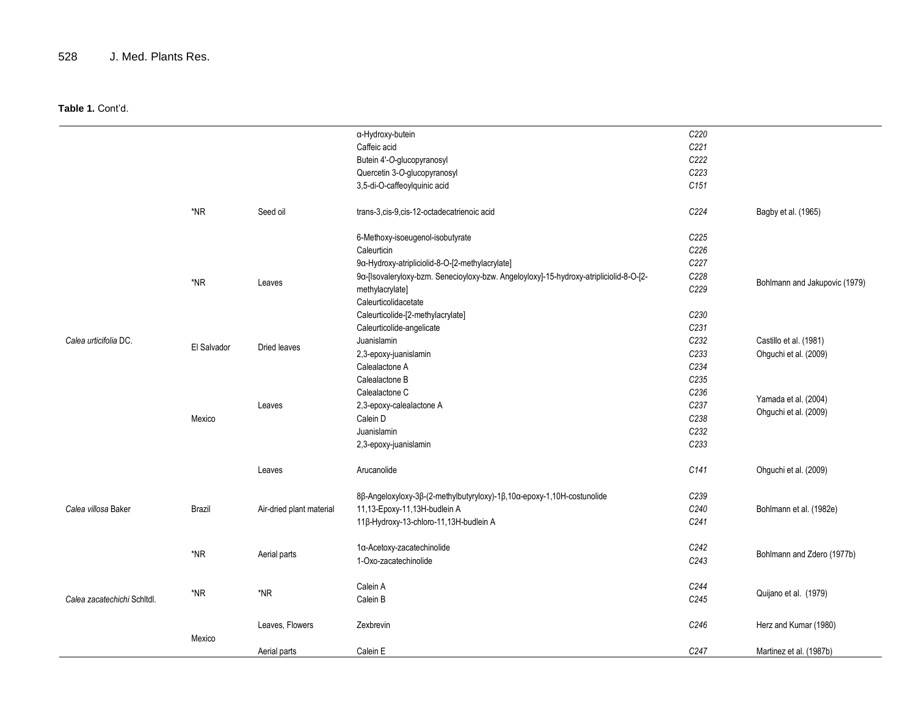**Table 1.** Cont'd.

| | | | | | |
|---|---|---|---|---|---|
| | | | α-Hydroxy-butein | *C220* | |
| | | | Caffeic acid | *C221* | |
| | | | Butein 4'-*O*-glucopyranosyl | *C222* | |
| | | | Quercetin 3-*O*-glucopyranosyl | *C223* | |
| | | | 3,5-di-*O*-caffeoylquinic acid | *C151* | |
| | *NR | Seed oil | trans-3,cis-9,cis-12-octadecatrienoic acid | *C224* | Bagby et al. (1965) |
| | *NR | Leaves | 6-Methoxy-isoeugenol-isobutyrate | *C225* | Bohlmann and Jakupovic (1979) |
| | | | Caleurticin | *C226* | |
| | | | 9α-Hydroxy-atripliciolid-8-O-[2-methylacrylate] | *C227* | |
| | | | 9α-[Isovaleryloxy-bzm. Senecioyloxy-bzw. Angeloyloxy]-15-hydroxy-atripliciolid-8-O-[2-methylacrylate] | *C228* *C229* | |
| | | | Caleurticolidacetate | | |
| | | | Caleurticolide-[2-methylacrylate] | *C230* | |
| | | | Caleurticolide-angelicate | *C231* | |
| *Calea urticifolia* DC. | El Salvador | Dried leaves | Juanislamin | *C232* | Castillo et al. (1981) |
| | | | 2,3-epoxy-juanislamin | *C233* | Ohguchi et al. (2009) |
| | Mexico | Leaves | Calealactone A | *C234* | Yamada et al. (2004) Ohguchi et al. (2009) |
| | | | Calealactone B | *C235* | |
| | | | Calealactone C | *C236* | |
| | | | 2,3-epoxy-calealactone A | *C237* | |
| | | | Calein D | *C238* | |
| | | | Juanislamin | *C232* | |
| | | | 2,3-epoxy-juanislamin | *C233* | |
| | | Leaves | Arucanolide | *C141* | Ohguchi et al. (2009) |
| *Calea villosa* Baker | Brazil | Air-dried plant material | 8β-Angeloxyloxy-3β-(2-methylbutyryloxy)-1β,10α-epoxy-1,10H-costunolide | *C239* | Bohlmann et al. (1982e) |
| | | | 11,13-Epoxy-11,13H-budlein A | *C240* | |
| | | | 11β-Hydroxy-13-chloro-11,13H-budlein A | *C241* | |
| *Calea zacatechichi* Schltdl. | *NR | Aerial parts | 1α-Acetoxy-zacatechinolide | *C242* | Bohlmann and Zdero (1977b) |
| | | | 1-Oxo-zacatechinolide | *C243* | |
| | *NR | *NR | Calein A | *C244* | Quijano et al. (1979) |
| | | | Calein B | *C245* | |
| | Mexico | Leaves, Flowers | Zexbrevin | *C246* | Herz and Kumar (1980) |
| | | Aerial parts | Calein E | *C247* | Martinez et al. (1987b) |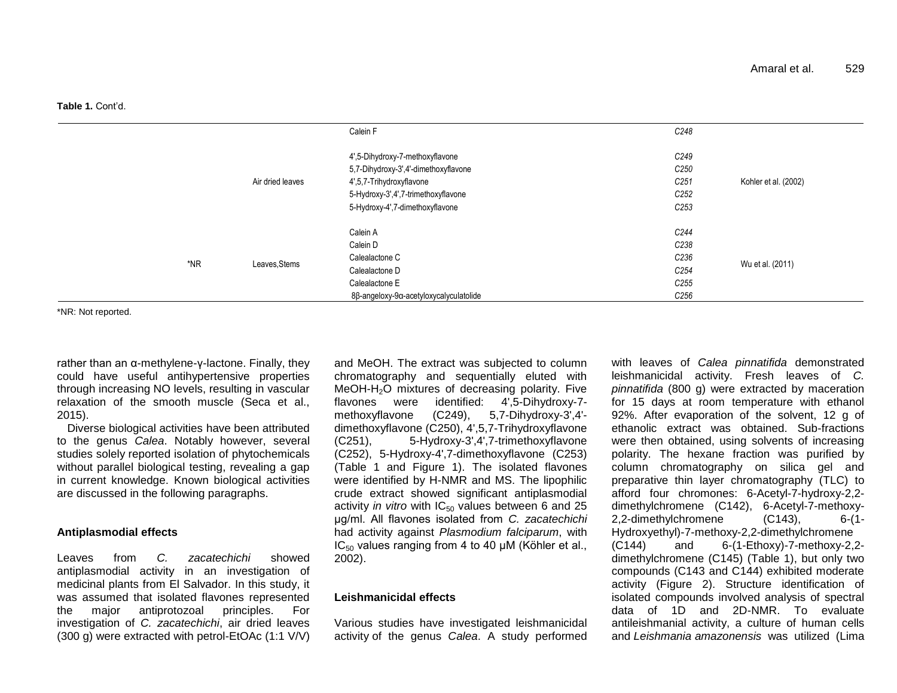**Table 1.** Cont'd.

| | | | | |
|---|---|---|---|---|
| | | Calein F | *C248* | |
| | Air dried leaves | 4',5-Dihydroxy-7-methoxyflavone | *C249* | Kohler et al. (2002) |
| | | 5,7-Dihydroxy-3',4'-dimethoxyflavone | *C250* | |
| | | 4',5,7-Trihydroxyflavone | *C251* | |
| | | 5-Hydroxy-3',4',7-trimethoxyflavone | *C252* | |
| | | 5-Hydroxy-4',7-dimethoxyflavone | *C253* | |
| *NR | Leaves,Stems | Calein A | *C244* | Wu et al. (2011) |
| | | Calein D | *C238* | |
| | | Calealactone C | *C236* | |
| | | Calealactone D | *C254* | |
| | | Calealactone E | *C255* | |
| | | 8β-angeloxy-9α-acetyloxycalyculatolide | *C256* | |

*NR: Not reported.

rather than an α-methylene-γ-lactone. Finally, they could have useful antihypertensive properties through increasing NO levels, resulting in vascular relaxation of the smooth muscle (Seca et al., 2015).

Diverse biological activities have been attributed to the genus *Calea*. Notably however, several studies solely reported isolation of phytochemicals without parallel biological testing, revealing a gap in current knowledge. Known biological activities are discussed in the following paragraphs.

### Antiplasmodial effects

Leaves from *C. zacatechichi* showed antiplasmodial activity in an investigation of medicinal plants from El Salvador. In this study, it was assumed that isolated flavones represented the major antiprotozoal principles. For investigation of *C. zacatechichi*, air dried leaves (300 g) were extracted with petrol-EtOAc (1:1 V/V) and MeOH. The extract was subjected to column chromatography and sequentially eluted with MeOH-$H_2O$ mixtures of decreasing polarity. Five flavones were identified: 4',5-Dihydroxy-7-methoxyflavone (C249), 5,7-Dihydroxy-3',4'-dimethoxyflavone (C250), 4',5,7-Trihydroxyflavone (C251), 5-Hydroxy-3',4',7-trimethoxyflavone (C252), 5-Hydroxy-4',7-dimethoxyflavone (C253) (Table 1 and Figure 1). The isolated flavones were identified by H-NMR and MS. The lipophilic crude extract showed significant antiplasmodial activity *in vitro* with $IC_{50}$ values between 6 and 25 µg/ml. All flavones isolated from *C. zacatechichi* had activity against *Plasmodium falciparum*, with $IC_{50}$ values ranging from 4 to 40 µM (Köhler et al., 2002).

### Leishmanicidal effects

Various studies have investigated leishmanicidal activity of the genus *Calea*. A study performed with leaves of *Calea pinnatifida* demonstrated leishmanicidal activity. Fresh leaves of *C. pinnatifida* (800 g) were extracted by maceration for 15 days at room temperature with ethanol 92%. After evaporation of the solvent, 12 g of ethanolic extract was obtained. Sub-fractions were then obtained, using solvents of increasing polarity. The hexane fraction was purified by column chromatography on silica gel and preparative thin layer chromatography (TLC) to afford four chromones: 6-Acetyl-7-hydroxy-2,2-dimethylchromene (C142), 6-Acetyl-7-methoxy-2,2-dimethylchromene (C143), 6-(1-Hydroxyethyl)-7-methoxy-2,2-dimethylchromene (C144) and 6-(1-Ethoxy)-7-methoxy-2,2-dimethylchromene (C145) (Table 1), but only two compounds (C143 and C144) exhibited moderate activity (Figure 2). Structure identification of isolated compounds involved analysis of spectral data of 1D and 2D-NMR. To evaluate antileishmanial activity, a culture of human cells and *Leishmania amazonensis* was utilized (Lima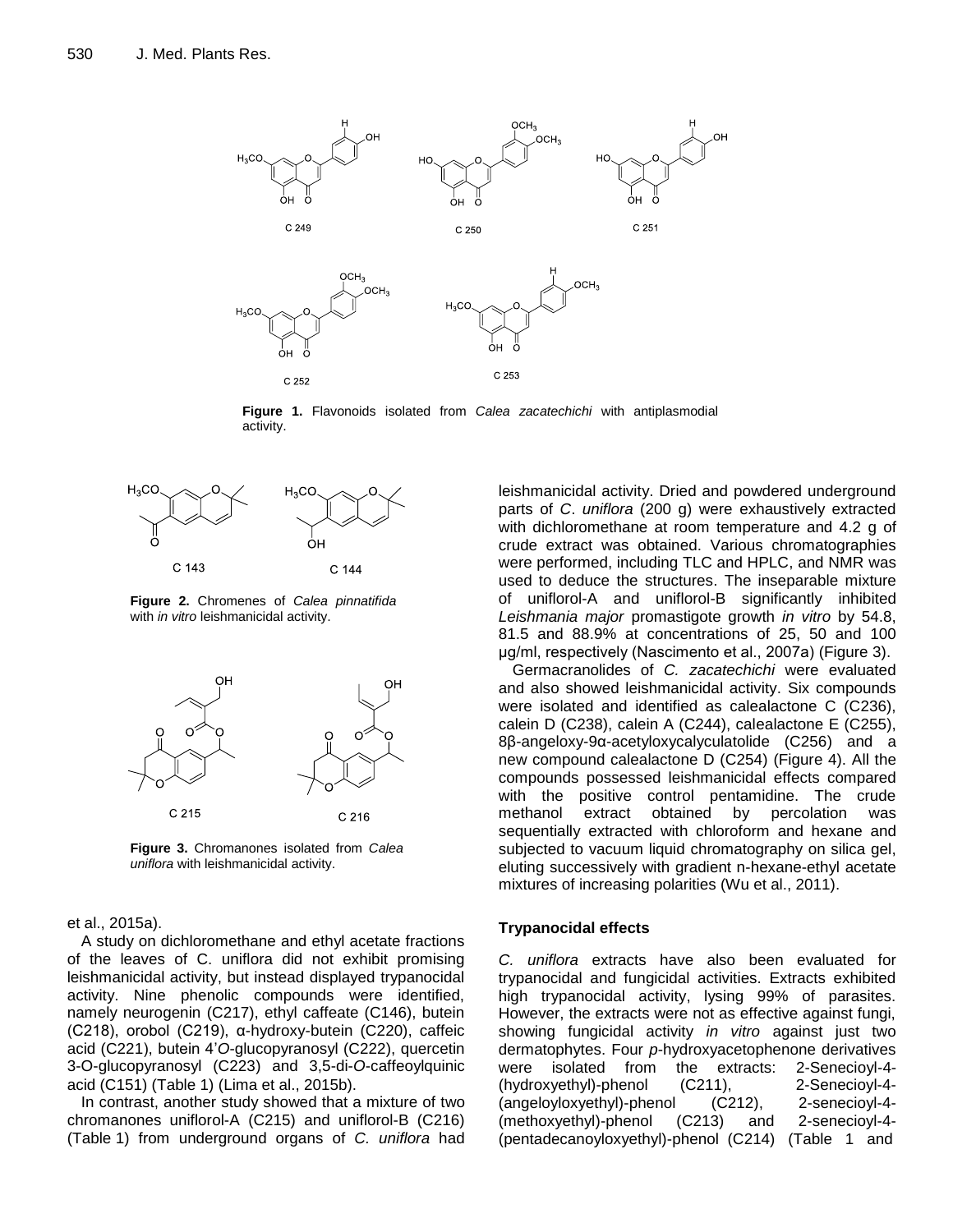**Figure 1.** Flavonoids isolated from *Calea zacatechichi* with antiplasmodial activity.

**Figure 2.** Chromenes of *Calea pinnatifida* with *in vitro* leishmanicidal activity.

**Figure 3.** Chromanones isolated from *Calea uniflora* with leishmanicidal activity.

et al., 2015a).

A study on dichloromethane and ethyl acetate fractions of the leaves of C. uniflora did not exhibit promising leishmanicidal activity, but instead displayed trypanocidal activity. Nine phenolic compounds were identified, namely neurogenin (C217), ethyl caffeate (C146), butein (C218), orobol (C219), α-hydroxy-butein (C220), caffeic acid (C221), butein 4'*O*-glucopyranosyl (C222), quercetin 3-O-glucopyranosyl (C223) and 3,5-di-*O*-caffeoylquinic acid (C151) (Table 1) (Lima et al., 2015b).

In contrast, another study showed that a mixture of two chromanones uniflorol-A (C215) and uniflorol-B (C216) (Table 1) from underground organs of *C. uniflora* had leishmanicidal activity. Dried and powdered underground parts of *C*. *uniflora* (200 g) were exhaustively extracted with dichloromethane at room temperature and 4.2 g of crude extract was obtained. Various chromatographies were performed, including TLC and HPLC, and NMR was used to deduce the structures. The inseparable mixture of uniflorol-A and uniflorol-B significantly inhibited *Leishmania major* promastigote growth *in vitro* by 54.8, 81.5 and 88.9% at concentrations of 25, 50 and 100 µg/ml, respectively (Nascimento et al., 2007a) (Figure 3).

Germacranolides of *C. zacatechichi* were evaluated and also showed leishmanicidal activity. Six compounds were isolated and identified as calealactone C (C236), calein D (C238), calein A (C244), calealactone E (C255), 8β-angeloxy-9α-acetyloxycalyculatolide (C256) and a new compound calealactone D (C254) (Figure 4). All the compounds possessed leishmanicidal effects compared with the positive control pentamidine. The crude methanol extract obtained by percolation was sequentially extracted with chloroform and hexane and subjected to vacuum liquid chromatography on silica gel, eluting successively with gradient n-hexane-ethyl acetate mixtures of increasing polarities (Wu et al., 2011).

## Trypanocidal effects

*C. uniflora* extracts have also been evaluated for trypanocidal and fungicidal activities. Extracts exhibited high trypanocidal activity, lysing 99% of parasites. However, the extracts were not as effective against fungi, showing fungicidal activity *in vitro* against just two dermatophytes. Four *p*-hydroxyacetophenone derivatives were isolated from the extracts: 2-Senecioyl-4-(hydroxyethyl)-phenol (C211), 2-Senecioyl-4-(angeloyloxyethyl)-phenol (C212), 2-senecioyl-4-(methoxyethyl)-phenol (C213) and 2-senecioyl-4-(pentadecanoyloxyethyl)-phenol (C214) (Table 1 and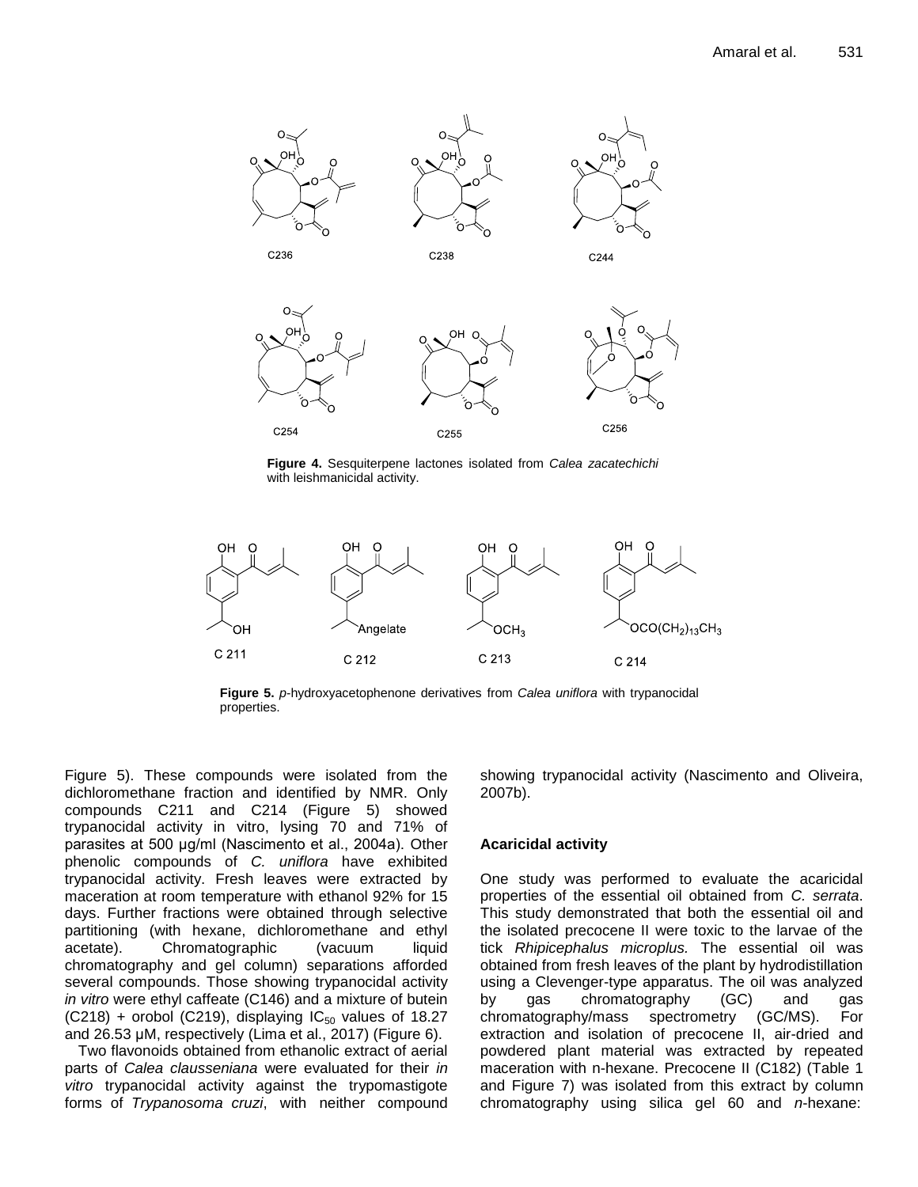**Figure 4.** Sesquiterpene lactones isolated from *Calea zacatechichi* with leishmanicidal activity.

**Figure 5.** *p*-hydroxyacetophenone derivatives from *Calea uniflora* with trypanocidal properties.

Figure 5). These compounds were isolated from the dichloromethane fraction and identified by NMR. Only compounds C211 and C214 (Figure 5) showed trypanocidal activity in vitro, lysing 70 and 71% of parasites at 500 µg/ml (Nascimento et al., 2004a). Other phenolic compounds of *C. uniflora* have exhibited trypanocidal activity. Fresh leaves were extracted by maceration at room temperature with ethanol 92% for 15 days. Further fractions were obtained through selective partitioning (with hexane, dichloromethane and ethyl acetate). Chromatographic (vacuum liquid chromatography and gel column) separations afforded several compounds. Those showing trypanocidal activity *in vitro* were ethyl caffeate (C146) and a mixture of butein (C218) + orobol (C219), displaying $IC_{50}$ values of 18.27 and 26.53 µM, respectively (Lima et al., 2017) (Figure 6).

Two flavonoids obtained from ethanolic extract of aerial parts of *Calea clausseniana* were evaluated for their *in vitro* trypanocidal activity against the trypomastigote forms of *Trypanosoma cruzi*, with neither compound showing trypanocidal activity (Nascimento and Oliveira, 2007b).

### Acaricidal activity

One study was performed to evaluate the acaricidal properties of the essential oil obtained from *C. serrata*. This study demonstrated that both the essential oil and the isolated precocene II were toxic to the larvae of the tick *Rhipicephalus microplus.* The essential oil was obtained from fresh leaves of the plant by hydrodistillation using a Clevenger-type apparatus. The oil was analyzed by gas chromatography (GC) and gas chromatography/mass spectrometry (GC/MS). For extraction and isolation of precocene II, air-dried and powdered plant material was extracted by repeated maceration with n-hexane. Precocene II (C182) (Table 1 and Figure 7) was isolated from this extract by column chromatography using silica gel 60 and *n*-hexane: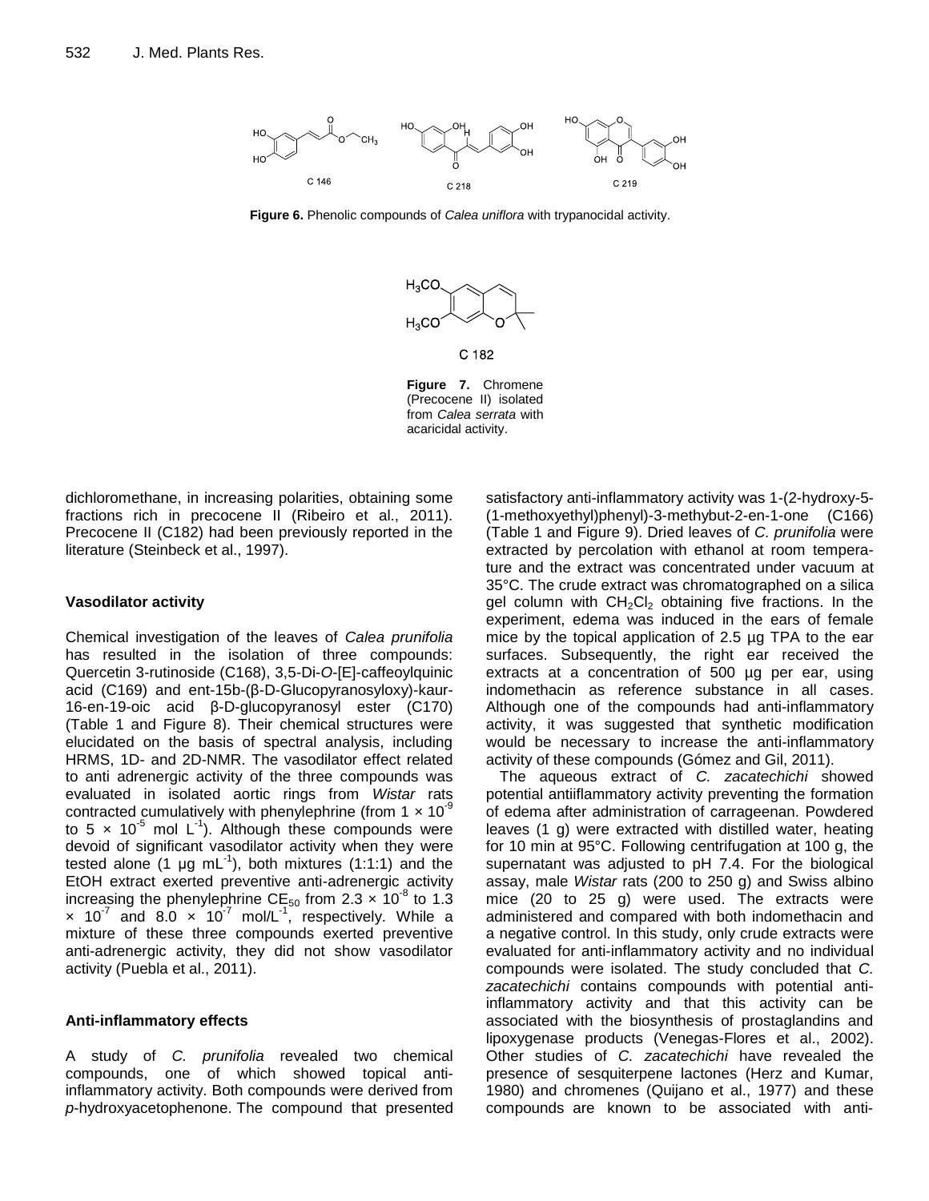Figure 6. Phenolic compounds of *Calea uniflora* with trypanocidal activity.

Figure 7. Chromene (Precocene II) isolated from *Calea serrata* with acaricidal activity.

dichloromethane, in increasing polarities, obtaining some fractions rich in precocene II (Ribeiro et al., 2011). Precocene II (C182) had been previously reported in the literature (Steinbeck et al., 1997).

### Vasodilator activity

Chemical investigation of the leaves of *Calea prunifolia* has resulted in the isolation of three compounds: Quercetin 3-rutinoside (C168), 3,5-Di-*O*-[E]-caffeoylquinic acid (C169) and ent-15b-(β-D-Glucopyranosyloxy)-kaur-16-en-19-oic acid β-D-glucopyranosyl ester (C170) (Table 1 and Figure 8). Their chemical structures were elucidated on the basis of spectral analysis, including HRMS, 1D- and 2D-NMR. The vasodilator effect related to anti adrenergic activity of the three compounds was evaluated in isolated aortic rings from *Wistar* rats contracted cumulatively with phenylephrine (from $1 \times 10^{-9}$ to $5 \times 10^{-5}$ mol $L^{-1}$). Although these compounds were devoid of significant vasodilator activity when they were tested alone (1 µg $mL^{-1}$), both mixtures (1:1:1) and the EtOH extract exerted preventive anti-adrenergic activity increasing the phenylephrine $CE_{50}$ from $2.3 \times 10^{-8}$ to $1.3 \times 10^{-7}$ and $8.0 \times 10^{-7}$ mol/$L^{-1}$, respectively. While a mixture of these three compounds exerted preventive anti-adrenergic activity, they did not show vasodilator activity (Puebla et al., 2011).

### Anti-inflammatory effects

A study of *C. prunifolia* revealed two chemical compounds, one of which showed topical anti-inflammatory activity. Both compounds were derived from *p*-hydroxyacetophenone. The compound that presented satisfactory anti-inflammatory activity was 1-(2-hydroxy-5-(1-methoxyethyl)phenyl)-3-methybut-2-en-1-one (C166) (Table 1 and Figure 9). Dried leaves of *C. prunifolia* were extracted by percolation with ethanol at room temperature and the extract was concentrated under vacuum at 35°C. The crude extract was chromatographed on a silica gel column with $CH_2Cl_2$ obtaining five fractions. In the experiment, edema was induced in the ears of female mice by the topical application of 2.5 µg TPA to the ear surfaces. Subsequently, the right ear received the extracts at a concentration of 500 µg per ear, using indomethacin as reference substance in all cases. Although one of the compounds had anti-inflammatory activity, it was suggested that synthetic modification would be necessary to increase the anti-inflammatory activity of these compounds (Gómez and Gil, 2011).

The aqueous extract of *C. zacatechichi* showed potential antiiflammatory activity preventing the formation of edema after administration of carrageenan. Powdered leaves (1 g) were extracted with distilled water, heating for 10 min at 95°C. Following centrifugation at 100 g, the supernatant was adjusted to pH 7.4. For the biological assay, male *Wistar* rats (200 to 250 g) and Swiss albino mice (20 to 25 g) were used. The extracts were administered and compared with both indomethacin and a negative control. In this study, only crude extracts were evaluated for anti-inflammatory activity and no individual compounds were isolated. The study concluded that *C. zacatechichi* contains compounds with potential anti-inflammatory activity and that this activity can be associated with the biosynthesis of prostaglandins and lipoxygenase products (Venegas-Flores et al., 2002). Other studies of *C. zacatechichi* have revealed the presence of sesquiterpene lactones (Herz and Kumar, 1980) and chromenes (Quijano et al., 1977) and these compounds are known to be associated with anti-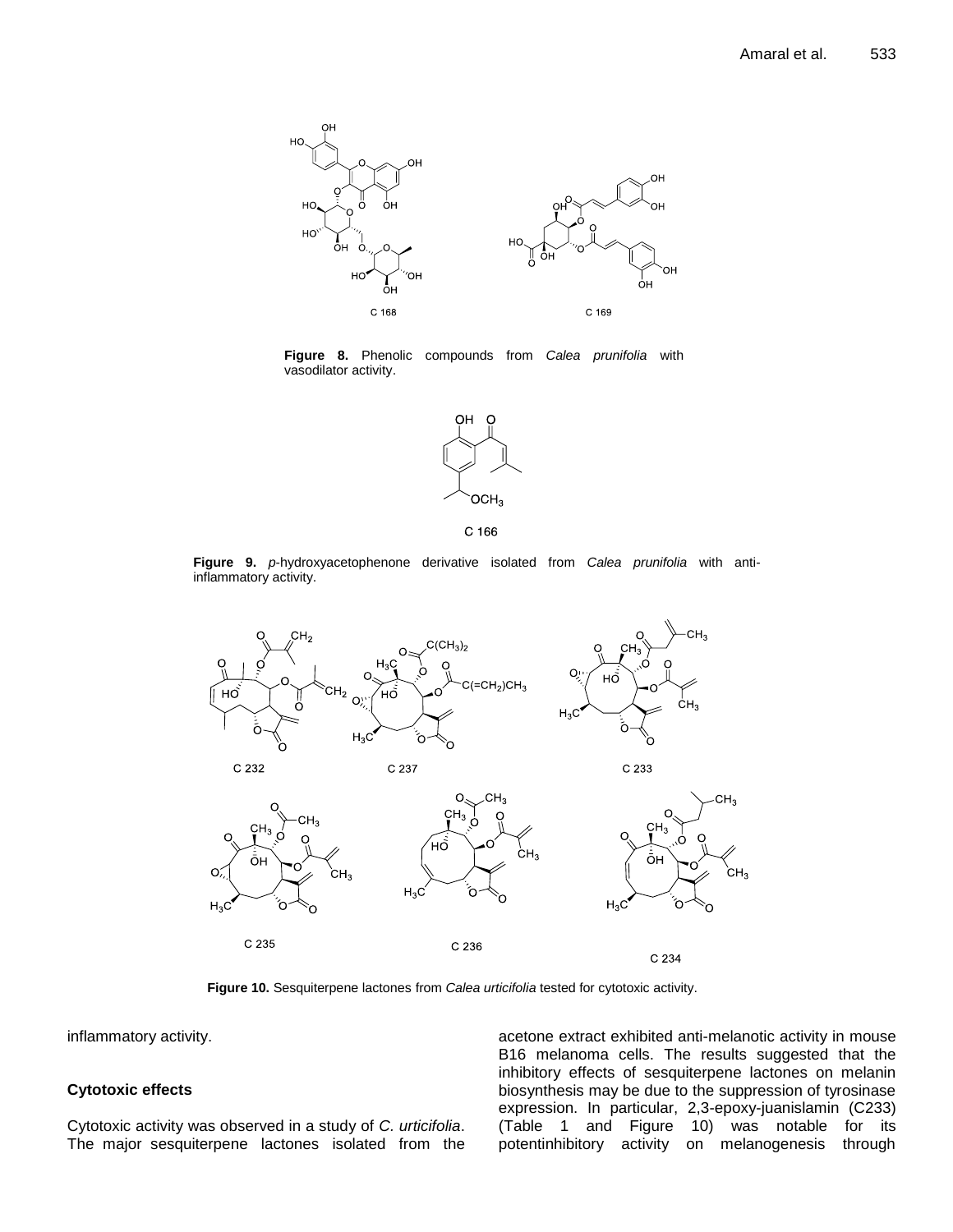C 168

C 169

**Figure 8.** Phenolic compounds from *Calea prunifolia* with vasodilator activity.

C 166

**Figure 9.** *p*-hydroxyacetophenone derivative isolated from *Calea prunifolia* with anti-inflammatory activity.

C 232 C 237 C 233

C 235 C 236 C 234

**Figure 10.** Sesquiterpene lactones from *Calea urticifolia* tested for cytotoxic activity.

inflammatory activity.

### Cytotoxic effects

Cytotoxic activity was observed in a study of *C. urticifolia*. The major sesquiterpene lactones isolated from the acetone extract exhibited anti-melanotic activity in mouse B16 melanoma cells. The results suggested that the inhibitory effects of sesquiterpene lactones on melanin biosynthesis may be due to the suppression of tyrosinase expression. In particular, 2,3-epoxy-juanislamin (C233) (Table 1 and Figure 10) was notable for its potentinhibitory activity on melanogenesis through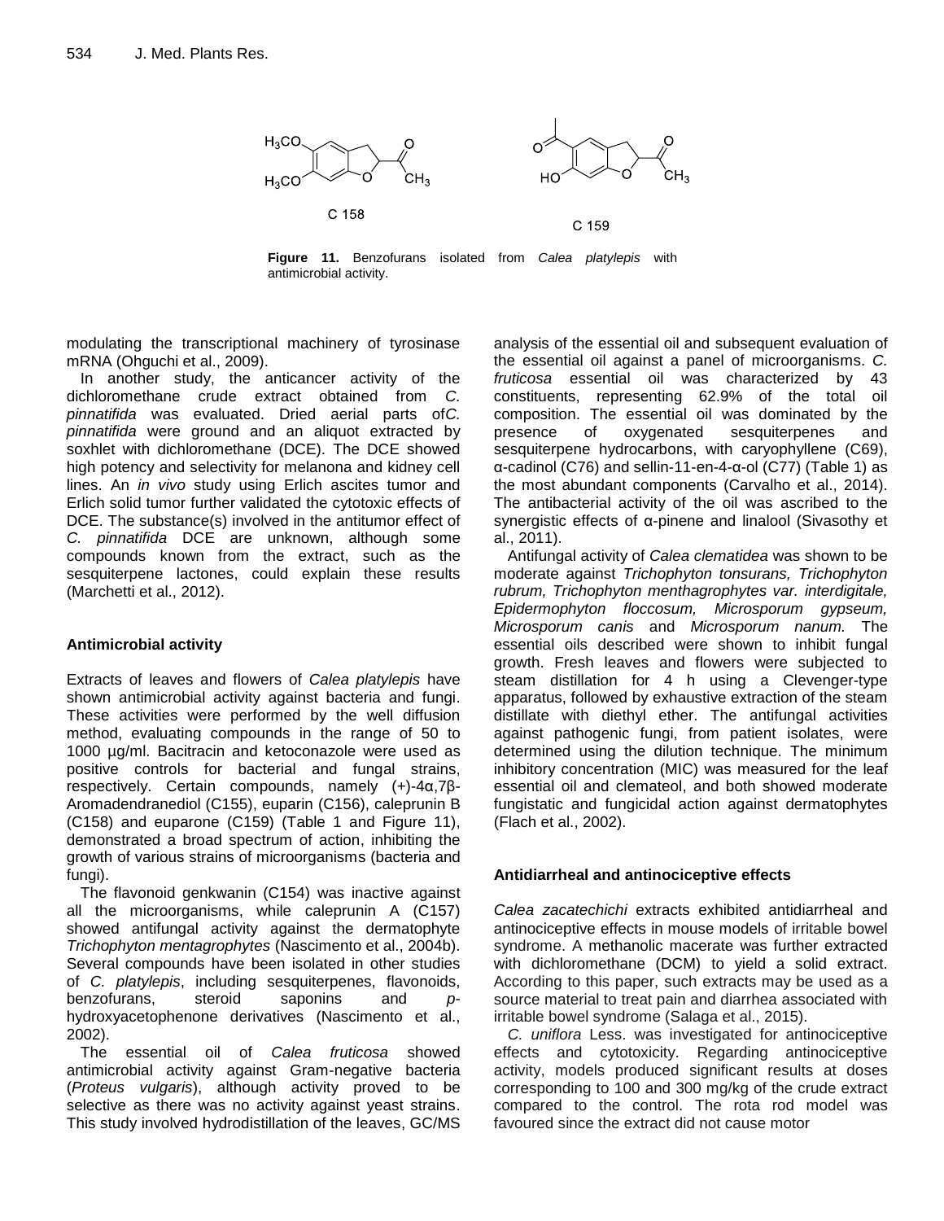C 158

C 159

**Figure 11.** Benzofurans isolated from *Calea platylepis* with antimicrobial activity.

modulating the transcriptional machinery of tyrosinase mRNA (Ohguchi et al., 2009).

In another study, the anticancer activity of the dichloromethane crude extract obtained from *C. pinnatifida* was evaluated. Dried aerial parts of*C. pinnatifida* were ground and an aliquot extracted by soxhlet with dichloromethane (DCE). The DCE showed high potency and selectivity for melanona and kidney cell lines. An *in vivo* study using Erlich ascites tumor and Erlich solid tumor further validated the cytotoxic effects of DCE. The substance(s) involved in the antitumor effect of *C. pinnatifida* DCE are unknown, although some compounds known from the extract, such as the sesquiterpene lactones, could explain these results (Marchetti et al., 2012).

## Antimicrobial activity

Extracts of leaves and flowers of *Calea platylepis* have shown antimicrobial activity against bacteria and fungi. These activities were performed by the well diffusion method, evaluating compounds in the range of 50 to 1000 µg/ml. Bacitracin and ketoconazole were used as positive controls for bacterial and fungal strains, respectively. Certain compounds, namely (+)-4α,7β-Aromadendranediol (C155), euparin (C156), caleprunin B (C158) and euparone (C159) (Table 1 and Figure 11), demonstrated a broad spectrum of action, inhibiting the growth of various strains of microorganisms (bacteria and fungi).

The flavonoid genkwanin (C154) was inactive against all the microorganisms, while caleprunin A (C157) showed antifungal activity against the dermatophyte *Trichophyton mentagrophytes* (Nascimento et al., 2004b). Several compounds have been isolated in other studies of *C. platylepis*, including sesquiterpenes, flavonoids, benzofurans, steroid saponins and *p*-hydroxyacetophenone derivatives (Nascimento et al., 2002).

The essential oil of *Calea fruticosa* showed antimicrobial activity against Gram-negative bacteria (*Proteus vulgaris*), although activity proved to be selective as there was no activity against yeast strains. This study involved hydrodistillation of the leaves, GC/MS analysis of the essential oil and subsequent evaluation of the essential oil against a panel of microorganisms. *C. fruticosa* essential oil was characterized by 43 constituents, representing 62.9% of the total oil composition. The essential oil was dominated by the presence of oxygenated sesquiterpenes and sesquiterpene hydrocarbons, with caryophyllene (C69), α-cadinol (C76) and sellin-11-en-4-α-ol (C77) (Table 1) as the most abundant components (Carvalho et al., 2014). The antibacterial activity of the oil was ascribed to the synergistic effects of α-pinene and linalool (Sivasothy et al., 2011).

Antifungal activity of *Calea clematidea* was shown to be moderate against *Trichophyton tonsurans, Trichophyton rubrum, Trichophyton menthagrophytes var. interdigitale, Epidermophyton floccosum, Microsporum gypseum, Microsporum canis* and *Microsporum nanum.* The essential oils described were shown to inhibit fungal growth. Fresh leaves and flowers were subjected to steam distillation for 4 h using a Clevenger-type apparatus, followed by exhaustive extraction of the steam distillate with diethyl ether. The antifungal activities against pathogenic fungi, from patient isolates, were determined using the dilution technique. The minimum inhibitory concentration (MIC) was measured for the leaf essential oil and clemateol, and both showed moderate fungistatic and fungicidal action against dermatophytes (Flach et al., 2002).

## Antidiarrheal and antinociceptive effects

*Calea zacatechichi* extracts exhibited antidiarrheal and antinociceptive effects in mouse models of irritable bowel syndrome. A methanolic macerate was further extracted with dichloromethane (DCM) to yield a solid extract. According to this paper, such extracts may be used as a source material to treat pain and diarrhea associated with irritable bowel syndrome (Salaga et al., 2015).

*C. uniflora* Less. was investigated for antinociceptive effects and cytotoxicity. Regarding antinociceptive activity, models produced significant results at doses corresponding to 100 and 300 mg/kg of the crude extract compared to the control. The rota rod model was favoured since the extract did not cause motor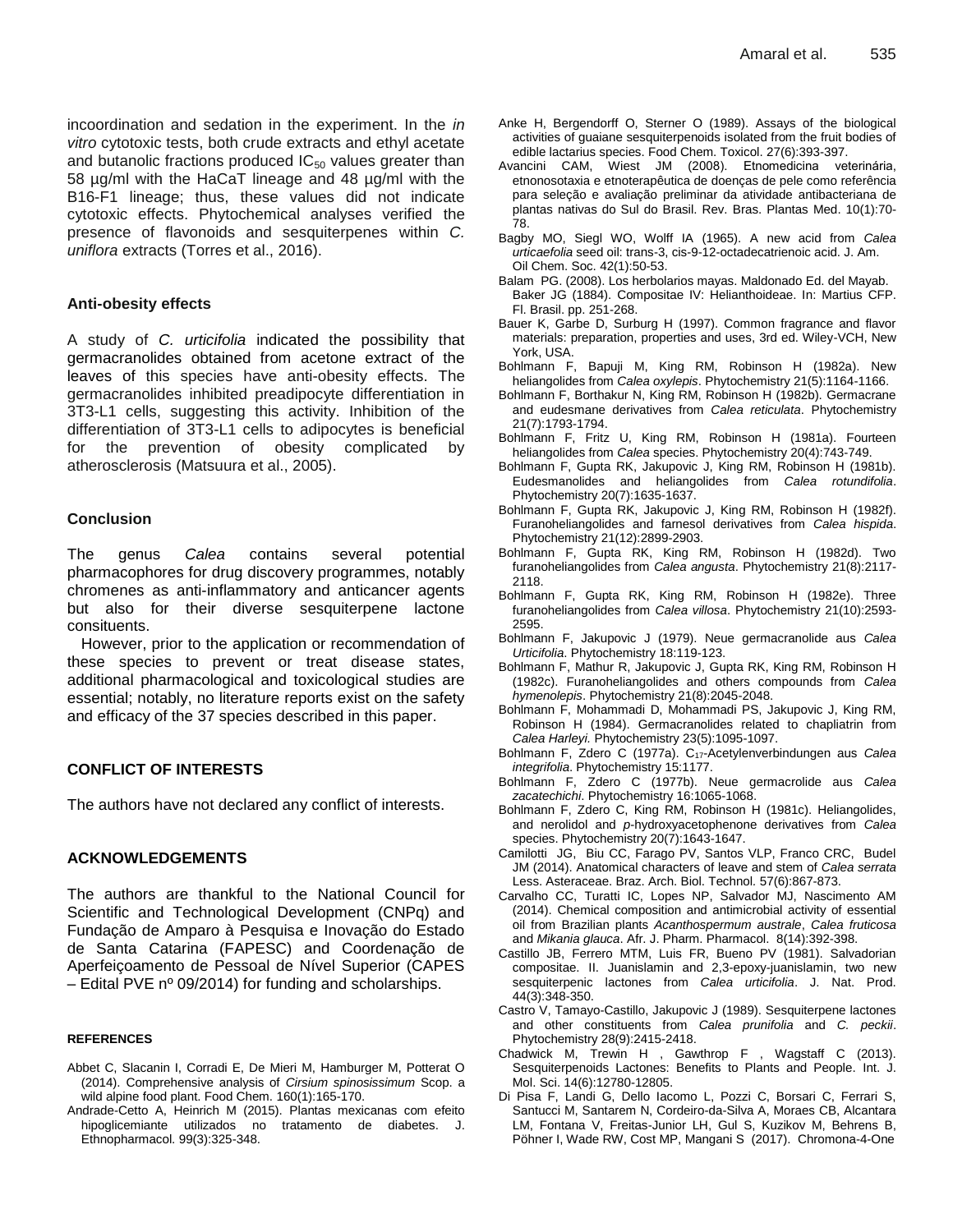incoordination and sedation in the experiment. In the *in vitro* cytotoxic tests, both crude extracts and ethyl acetate and butanolic fractions produced $IC_{50}$ values greater than 58 µg/ml with the HaCaT lineage and 48 µg/ml with the B16-F1 lineage; thus, these values did not indicate cytotoxic effects. Phytochemical analyses verified the presence of flavonoids and sesquiterpenes within *C. uniflora* extracts (Torres et al., 2016).

### Anti-obesity effects

A study of *C. urticifolia* indicated the possibility that germacranolides obtained from acetone extract of the leaves of this species have anti-obesity effects. The germacranolides inhibited preadipocyte differentiation in 3T3-L1 cells, suggesting this activity. Inhibition of the differentiation of 3T3-L1 cells to adipocytes is beneficial for the prevention of obesity complicated by atherosclerosis (Matsuura et al., 2005).

### Conclusion

The genus *Calea* contains several potential pharmacophores for drug discovery programmes, notably chromenes as anti-inflammatory and anticancer agents but also for their diverse sesquiterpene lactone consituents.

However, prior to the application or recommendation of these species to prevent or treat disease states, additional pharmacological and toxicological studies are essential; notably, no literature reports exist on the safety and efficacy of the 37 species described in this paper.

## CONFLICT OF INTERESTS

The authors have not declared any conflict of interests.

## ACKNOWLEDGEMENTS

The authors are thankful to the National Council for Scientific and Technological Development (CNPq) and Fundação de Amparo à Pesquisa e Inovação do Estado de Santa Catarina (FAPESC) and Coordenação de Aperfeiçoamento de Pessoal de Nível Superior (CAPES – Edital PVE nº 09/2014) for funding and scholarships.

## REFERENCES

Abbet C, Slacanin I, Corradi E, De Mieri M, Hamburger M, Potterat O (2014). Comprehensive analysis of *Cirsium spinosissimum* Scop. a wild alpine food plant. Food Chem. 160(1):165-170.

Andrade-Cetto A, Heinrich M (2015). Plantas mexicanas com efeito hipoglicemiante utilizados no tratamento de diabetes. J. Ethnopharmacol. 99(3):325-348.

Anke H, Bergendorff O, Sterner O (1989). Assays of the biological activities of guaiane sesquiterpenoids isolated from the fruit bodies of edible lactarius species. Food Chem. Toxicol. 27(6):393-397.

Avancini CAM, Wiest JM (2008). Etnomedicina veterinária, etnonosotaxia e etnoterapêutica de doenças de pele como referência para seleção e avaliação preliminar da atividade antibacteriana de plantas nativas do Sul do Brasil. Rev. Bras. Plantas Med. 10(1):70-78.

Bagby MO, Siegl WO, Wolff IA (1965). A new acid from *Calea urticaefolia* seed oil: trans-3, cis-9-12-octadecatrienoic acid. J. Am. Oil Chem. Soc. 42(1):50-53.

Balam PG. (2008). Los herbolarios mayas. Maldonado Ed. del Mayab. Baker JG (1884). Compositae IV: Helianthoideae. In: Martius CFP. Fl. Brasil. pp. 251-268.

Bauer K, Garbe D, Surburg H (1997). Common fragrance and flavor materials: preparation, properties and uses, 3rd ed. Wiley-VCH, New York, USA.

Bohlmann F, Bapuji M, King RM, Robinson H (1982a). New heliangolides from *Calea oxylepis*. Phytochemistry 21(5):1164-1166.

Bohlmann F, Borthakur N, King RM, Robinson H (1982b). Germacrane and eudesmane derivatives from *Calea reticulata*. Phytochemistry 21(7):1793-1794.

Bohlmann F, Fritz U, King RM, Robinson H (1981a). Fourteen heliangolides from *Calea* species. Phytochemistry 20(4):743-749.

Bohlmann F, Gupta RK, Jakupovic J, King RM, Robinson H (1981b). Eudesmanolides and heliangolides from *Calea rotundifolia*. Phytochemistry 20(7):1635-1637.

Bohlmann F, Gupta RK, Jakupovic J, King RM, Robinson H (1982f). Furanoheliangolides and farnesol derivatives from *Calea hispida*. Phytochemistry 21(12):2899-2903.

Bohlmann F, Gupta RK, King RM, Robinson H (1982d). Two furanoheliangolides from *Calea angusta*. Phytochemistry 21(8):2117-2118.

Bohlmann F, Gupta RK, King RM, Robinson H (1982e). Three furanoheliangolides from *Calea villosa*. Phytochemistry 21(10):2593-2595.

Bohlmann F, Jakupovic J (1979). Neue germacranolide aus *Calea Urticifolia*. Phytochemistry 18:119-123.

Bohlmann F, Mathur R, Jakupovic J, Gupta RK, King RM, Robinson H (1982c). Furanoheliangolides and others compounds from *Calea hymenolepis*. Phytochemistry 21(8):2045-2048.

Bohlmann F, Mohammadi D, Mohammadi PS, Jakupovic J, King RM, Robinson H (1984). Germacranolides related to chapliatrin from *Calea Harleyi.* Phytochemistry 23(5):1095-1097.

Bohlmann F, Zdero C (1977a). $C_{17}$-Acetylenverbindungen aus *Calea integrifolia*. Phytochemistry 15:1177.

Bohlmann F, Zdero C (1977b). Neue germacrolide aus *Calea zacatechichi*. Phytochemistry 16:1065-1068.

Bohlmann F, Zdero C, King RM, Robinson H (1981c). Heliangolides, and nerolidol and *p*-hydroxyacetophenone derivatives from *Calea* species. Phytochemistry 20(7):1643-1647.

Camilotti JG, Biu CC, Farago PV, Santos VLP, Franco CRC, Budel JM (2014). Anatomical characters of leave and stem of *Calea serrata* Less. Asteraceae. Braz. Arch. Biol. Technol. 57(6):867-873.

Carvalho CC, Turatti IC, Lopes NP, Salvador MJ, Nascimento AM (2014). Chemical composition and antimicrobial activity of essential oil from Brazilian plants *Acanthospermum australe*, *Calea fruticosa* and *Mikania glauca*. Afr. J. Pharm. Pharmacol. 8(14):392-398.

Castillo JB, Ferrero MTM, Luis FR, Bueno PV (1981). Salvadorian compositae. II. Juanislamin and 2,3-epoxy-juanislamin, two new sesquiterpenic lactones from *Calea urticifolia*. J. Nat. Prod. 44(3):348-350.

Castro V, Tamayo-Castillo, Jakupovic J (1989). Sesquiterpene lactones and other constituents from *Calea prunifolia* and *C. peckii*. Phytochemistry 28(9):2415-2418.

Chadwick M, Trewin H , Gawthrop F , Wagstaff C (2013). Sesquiterpenoids Lactones: Benefits to Plants and People. Int. J. Mol. Sci. 14(6):12780-12805.

Di Pisa F, Landi G, Dello Iacomo L, Pozzi C, Borsari C, Ferrari S, Santucci M, Santarem N, Cordeiro-da-Silva A, Moraes CB, Alcantara LM, Fontana V, Freitas-Junior LH, Gul S, Kuzikov M, Behrens B, Pöhner I, Wade RW, Cost MP, Mangani S (2017). Chromona-4-One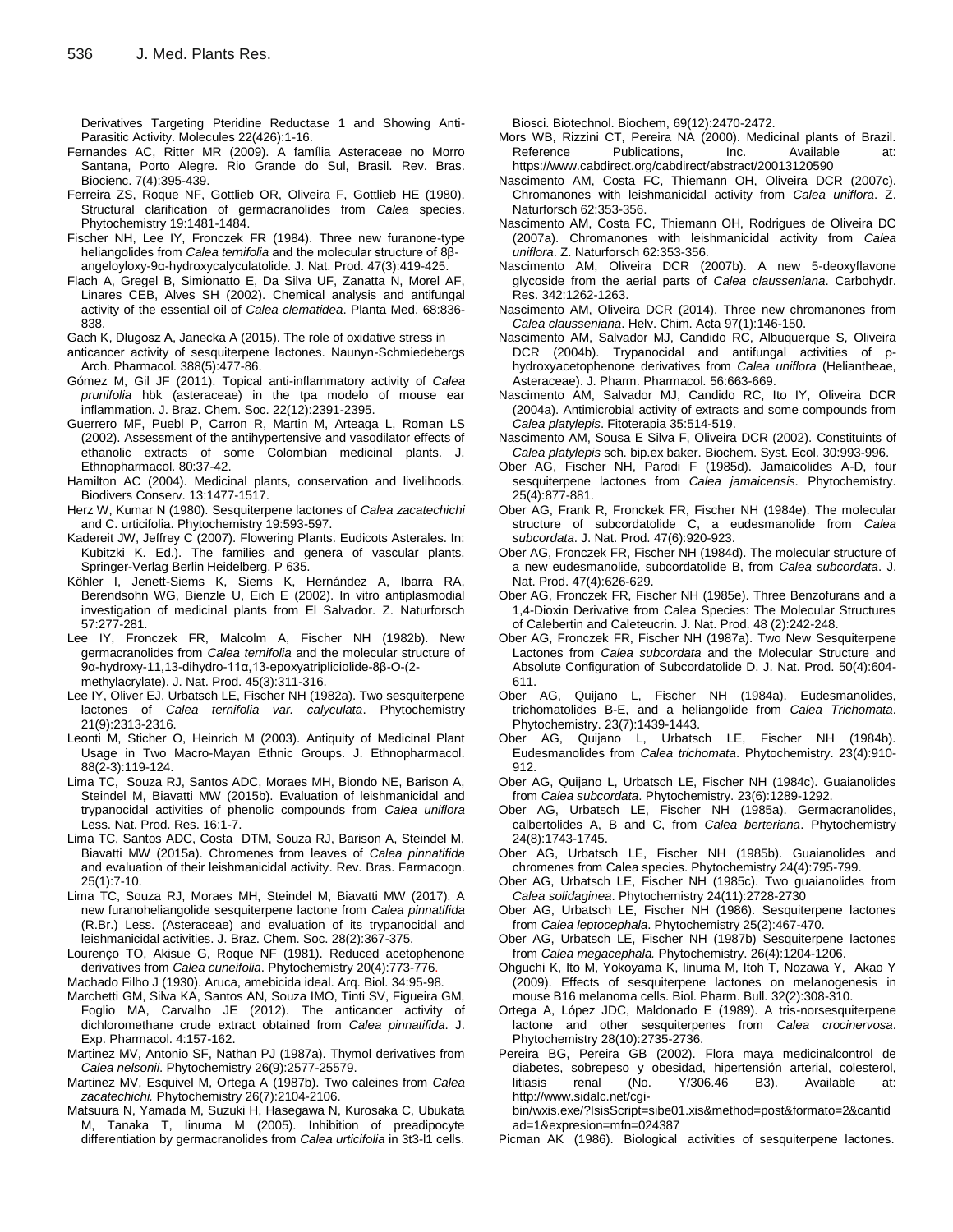Derivatives Targeting Pteridine Reductase 1 and Showing Anti-Parasitic Activity. Molecules 22(426):1-16.

Fernandes AC, Ritter MR (2009). A família Asteraceae no Morro Santana, Porto Alegre. Rio Grande do Sul, Brasil. Rev. Bras. Biocienc. 7(4):395-439.

Ferreira ZS, Roque NF, Gottlieb OR, Oliveira F, Gottlieb HE (1980). Structural clarification of germacranolides from *Calea* species. Phytochemistry 19:1481-1484.

Fischer NH, Lee IY, Fronczek FR (1984). Three new furanone-type heliangolides from *Calea ternifolia* and the molecular structure of 8β-angeloyloxy-9α-hydroxycalyculatolide. J. Nat. Prod. 47(3):419-425.

Flach A, Gregel B, Simionatto E, Da Silva UF, Zanatta N, Morel AF, Linares CEB, Alves SH (2002). Chemical analysis and antifungal activity of the essential oil of *Calea clematidea*. Planta Med. 68:836-838.

Gach K, Długosz A, Janecka A (2015). The role of oxidative stress in anticancer activity of sesquiterpene lactones. Naunyn-Schmiedebergs Arch. Pharmacol. 388(5):477-86.

Gómez M, Gil JF (2011). Topical anti-inflammatory activity of *Calea prunifolia* hbk (asteraceae) in the tpa modelo of mouse ear inflammation. J. Braz. Chem. Soc. 22(12):2391-2395.

Guerrero MF, Puebl P, Carron R, Martin M, Arteaga L, Roman LS (2002). Assessment of the antihypertensive and vasodilator effects of ethanolic extracts of some Colombian medicinal plants. J. Ethnopharmacol. 80:37-42.

Hamilton AC (2004). Medicinal plants, conservation and livelihoods. Biodivers Conserv. 13:1477-1517.

Herz W, Kumar N (1980). Sesquiterpene lactones of *Calea zacatechichi* and C. urticifolia. Phytochemistry 19:593-597.

Kadereit JW, Jeffrey C (2007). Flowering Plants. Eudicots Asterales. In: Kubitzki K. Ed.). The families and genera of vascular plants. Springer-Verlag Berlin Heidelberg. P 635.

Köhler I, Jenett-Siems K, Siems K, Hernández A, Ibarra RA, Berendsohn WG, Bienzle U, Eich E (2002). In vitro antiplasmodial investigation of medicinal plants from El Salvador. Z. Naturforsch 57:277-281.

Lee IY, Fronczek FR, Malcolm A, Fischer NH (1982b). New germacranolides from *Calea ternifolia* and the molecular structure of 9α-hydroxy-11,13-dihydro-11α,13-epoxyatripliciolide-8β-O-(2-methylacrylate). J. Nat. Prod. 45(3):311-316.

Lee IY, Oliver EJ, Urbatsch LE, Fischer NH (1982a). Two sesquiterpene lactones of *Calea ternifolia var. calyculata*. Phytochemistry 21(9):2313-2316.

Leonti M, Sticher O, Heinrich M (2003). Antiquity of Medicinal Plant Usage in Two Macro-Mayan Ethnic Groups. J. Ethnopharmacol. 88(2-3):119-124.

Lima TC, Souza RJ, Santos ADC, Moraes MH, Biondo NE, Barison A, Steindel M, Biavatti MW (2015b). Evaluation of leishmanicidal and trypanocidal activities of phenolic compounds from *Calea uniflora* Less. Nat. Prod. Res. 16:1-7.

Lima TC, Santos ADC, Costa DTM, Souza RJ, Barison A, Steindel M, Biavatti MW (2015a). Chromenes from leaves of *Calea pinnatifida* and evaluation of their leishmanicidal activity. Rev. Bras. Farmacogn. 25(1):7-10.

Lima TC, Souza RJ, Moraes MH, Steindel M, Biavatti MW (2017). A new furanoheliangolide sesquiterpene lactone from *Calea pinnatifida* (R.Br.) Less. (Asteraceae) and evaluation of its trypanocidal and leishmanicidal activities. J. Braz. Chem. Soc. 28(2):367-375.

Lourenço TO, Akisue G, Roque NF (1981). Reduced acetophenone derivatives from *Calea cuneifolia*. Phytochemistry 20(4):773-776.

Machado Filho J (1930). Aruca, amebicida ideal. Arq. Biol. 34:95-98.

Marchetti GM, Silva KA, Santos AN, Souza IMO, Tinti SV, Figueira GM, Foglio MA, Carvalho JE (2012). The anticancer activity of dichloromethane crude extract obtained from *Calea pinnatifida*. J. Exp. Pharmacol. 4:157-162.

Martinez MV, Antonio SF, Nathan PJ (1987a). Thymol derivatives from *Calea nelsonii*. Phytochemistry 26(9):2577-25579.

Martinez MV, Esquivel M, Ortega A (1987b). Two caleines from *Calea zacatechichi.* Phytochemistry 26(7):2104-2106.

Matsuura N, Yamada M, Suzuki H, Hasegawa N, Kurosaka C, Ubukata M, Tanaka T, Iinuma M (2005). Inhibition of preadipocyte differentiation by germacranolides from *Calea urticifolia* in 3t3-l1 cells. Biosci. Biotechnol. Biochem, 69(12):2470-2472.

Mors WB, Rizzini CT, Pereira NA (2000). Medicinal plants of Brazil. Reference Publications, Inc. Available at: https://www.cabdirect.org/cabdirect/abstract/20013120590

Nascimento AM, Costa FC, Thiemann OH, Oliveira DCR (2007c). Chromanones with leishmanicidal activity from *Calea uniflora*. Z. Naturforsch 62:353-356.

Nascimento AM, Costa FC, Thiemann OH, Rodrigues de Oliveira DC (2007a). Chromanones with leishmanicidal activity from *Calea uniflora*. Z. Naturforsch 62:353-356.

Nascimento AM, Oliveira DCR (2007b). A new 5-deoxyflavone glycoside from the aerial parts of *Calea clausseniana*. Carbohydr. Res. 342:1262-1263.

Nascimento AM, Oliveira DCR (2014). Three new chromanones from *Calea clausseniana*. Helv. Chim. Acta 97(1):146-150.

Nascimento AM, Salvador MJ, Candido RC, Albuquerque S, Oliveira DCR (2004b). Trypanocidal and antifungal activities of p-hydroxyacetophenone derivatives from *Calea uniflora* (Heliantheae, Asteraceae). J. Pharm. Pharmacol. 56:663-669.

Nascimento AM, Salvador MJ, Candido RC, Ito IY, Oliveira DCR (2004a). Antimicrobial activity of extracts and some compounds from *Calea platylepis*. Fitoterapia 35:514-519.

Nascimento AM, Sousa E Silva F, Oliveira DCR (2002). Constituints of *Calea platylepis* sch. bip.ex baker. Biochem. Syst. Ecol. 30:993-996.

Ober AG, Fischer NH, Parodi F (1985d). Jamaicolides A-D, four sesquiterpene lactones from *Calea jamaicensis.* Phytochemistry. 25(4):877-881.

Ober AG, Frank R, Fronckek FR, Fischer NH (1984e). The molecular structure of subcordatolide C, a eudesmanolide from *Calea subcordata*. J. Nat. Prod. 47(6):920-923.

Ober AG, Fronczek FR, Fischer NH (1984d). The molecular structure of a new eudesmanolide, subcordatolide B, from *Calea subcordata*. J. Nat. Prod. 47(4):626-629.

Ober AG, Fronczek FR, Fischer NH (1985e). Three Benzofurans and a 1,4-Dioxin Derivative from Calea Species: The Molecular Structures of Calebertin and Caleteucrin. J. Nat. Prod. 48 (2):242-248.

Ober AG, Fronczek FR, Fischer NH (1987a). Two New Sesquiterpene Lactones from *Calea subcordata* and the Molecular Structure and Absolute Configuration of Subcordatolide D. J. Nat. Prod. 50(4):604-611.

Ober AG, Quijano L, Fischer NH (1984a). Eudesmanolides, trichomatolides B-E, and a heliangolide from *Calea Trichomata*. Phytochemistry. 23(7):1439-1443.

Ober AG, Quijano L, Urbatsch LE, Fischer NH (1984b). Eudesmanolides from *Calea trichomata*. Phytochemistry. 23(4):910-912.

Ober AG, Quijano L, Urbatsch LE, Fischer NH (1984c). Guaianolides from *Calea subcordata*. Phytochemistry. 23(6):1289-1292.

Ober AG, Urbatsch LE, Fischer NH (1985a). Germacranolides, calbertolides A, B and C, from *Calea berteriana*. Phytochemistry 24(8):1743-1745.

Ober AG, Urbatsch LE, Fischer NH (1985b). Guaianolides and chromenes from Calea species. Phytochemistry 24(4):795-799.

Ober AG, Urbatsch LE, Fischer NH (1985c). Two guaianolides from *Calea solidaginea*. Phytochemistry 24(11):2728-2730

Ober AG, Urbatsch LE, Fischer NH (1986). Sesquiterpene lactones from *Calea leptocephala*. Phytochemistry 25(2):467-470.

Ober AG, Urbatsch LE, Fischer NH (1987b) Sesquiterpene lactones from *Calea megacephala.* Phytochemistry. 26(4):1204-1206.

Ohguchi K, Ito M, Yokoyama K, Iinuma M, Itoh T, Nozawa Y, Akao Y (2009). Effects of sesquiterpene lactones on melanogenesis in mouse B16 melanoma cells. Biol. Pharm. Bull. 32(2):308-310.

Ortega A, López JDC, Maldonado E (1989). A tris-norsesquiterpene lactone and other sesquiterpenes from *Calea crocinervosa*. Phytochemistry 28(10):2735-2736.

Pereira BG, Pereira GB (2002). Flora maya medicinalcontrol de diabetes, sobrepeso y obesidad, hipertensión arterial, colesterol, litiasis renal (No. Y/306.46 B3). Available at: http://www.sidalc.net/cgi-bin/wxis.exe/?IsisScript=sibe01.xis&method=post&formato=2&cantidad=1&expresion=mfn=024387

Picman AK (1986). Biological activities of sesquiterpene lactones.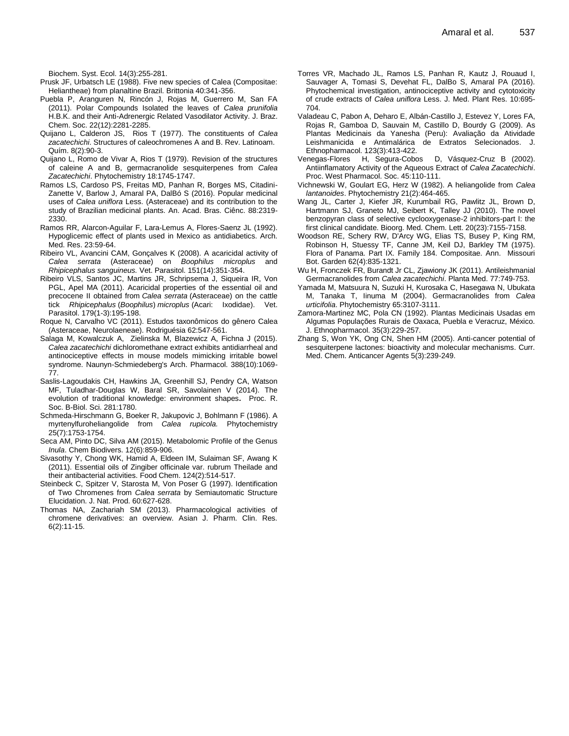Biochem. Syst. Ecol. 14(3):255-281.

Prusk JF, Urbatsch LE (1988). Five new species of Calea (Compositae: Heliantheae) from planaltine Brazil. Brittonia 40:341-356.

Puebla P, Aranguren N, Rincón J, Rojas M, Guerrero M, San FA (2011). Polar Compounds Isolated the leaves of *Calea prunifolia* H.B.K. and their Anti-Adrenergic Related Vasodilator Activity. J. Braz. Chem. Soc. 22(12):2281-2285.

Quijano L, Calderon JS, Rios T (1977). The constituents of *Calea zacatechichi*. Structures of caleochromenes A and B. Rev. Latinoam. Quím. 8(2):90-3.

Quijano L, Romo de Vivar A, Rios T (1979). Revision of the structures of caleine A and B, germacranolide sesquiterpenes from *Calea Zacatechichi*. Phytochemistry 18:1745-1747.

Ramos LS, Cardoso PS, Freitas MD, Panhan R, Borges MS, Citadini-Zanette V, Barlow J, Amaral PA, DalBó S (2016). Popular medicinal uses of *Calea uniflora* Less. (Asteraceae) and its contribution to the study of Brazilian medicinal plants. An. Acad. Bras. Ciênc. 88:2319-2330.

Ramos RR, Alarcon-Aguilar F, Lara-Lemus A, Flores-Saenz JL (1992). Hypoglicemic effect of plants used in Mexico as antidiabetics. Arch. Med. Res. 23:59-64.

Ribeiro VL, Avancini CAM, Gonçalves K (2008). A acaricidal activity of *Calea serrata* (Asteraceae) on *Boophilus microplus* and *Rhipicephalus sanguineus.* Vet. Parasitol. 151(14):351-354.

Ribeiro VLS, Santos JC, Martins JR, Schripsema J, Siqueira IR, Von PGL, Apel MA (2011). Acaricidal properties of the essential oil and precocene II obtained from *Calea serrata* (Asteraceae) on the cattle tick *Rhipicephalus* (*Boophilus*) *microplus* (Acari: Ixodidae). Vet. Parasitol. 179(1-3):195-198.

Roque N, Carvalho VC (2011). Estudos taxonômicos do gênero Calea (Asteraceae, Neurolaeneae). Rodriguésia 62:547-561.

Salaga M, Kowalczuk A, Zielinska M, Blazewicz A, Fichna J (2015). *Calea zacatechichi* dichloromethane extract exhibits antidiarrheal and antinociceptive effects in mouse models mimicking irritable bowel syndrome. Naunyn-Schmiedeberg's Arch. Pharmacol. 388(10):1069-77.

Saslis-Lagoudakis CH, Hawkins JA, Greenhill SJ, Pendry CA, Watson MF, Tuladhar-Douglas W, Baral SR, Savolainen V (2014). The evolution of traditional knowledge: environment shapes**.** Proc. R. Soc. B-Biol. Sci. 281:1780.

Schmeda-Hirschmann G, Boeker R, Jakupovic J, Bohlmann F (1986). A myrtenylfuroheliangolide from *Calea rupicola.* Phytochemistry 25(7):1753-1754.

Seca AM, Pinto DC, Silva AM (2015). Metabolomic Profile of the Genus *Inula*. Chem Biodivers. 12(6):859-906.

Sivasothy Y, Chong WK, Hamid A, Eldeen IM, Sulaiman SF, Awang K (2011). Essential oils of Zingiber officinale var. rubrum Theilade and their antibacterial activities. Food Chem. 124(2):514-517.

Steinbeck C, Spitzer V, Starosta M, Von Poser G (1997). Identification of Two Chromenes from *Calea serrata* by Semiautomatic Structure Elucidation. J. Nat. Prod. 60:627-628.

Thomas NA, Zachariah SM (2013). Pharmacological activities of chromene derivatives: an overview. Asian J. Pharm. Clin. Res. 6(2):11-15.

Torres VR, Machado JL, Ramos LS, Panhan R, Kautz J, Rouaud I, Sauvager A, Tomasi S, Devehat FL, DalBo S, Amaral PA (2016). Phytochemical investigation, antinociceptive activity and cytotoxicity of crude extracts of *Calea uniflora* Less. J. Med. Plant Res. 10:695-704.

Valadeau C, Pabon A, Deharo E, Albán-Castillo J, Estevez Y, Lores FA, Rojas R, Gamboa D, Sauvain M, Castillo D, Bourdy G (2009). As Plantas Medicinais da Yanesha (Peru): Avaliação da Atividade Leishmanicida e Antimalárica de Extratos Selecionados. J. Ethnopharmacol. 123(3):413-422.

Venegas-Flores H, Segura-Cobos D, Vásquez-Cruz B (2002). Antiinflamatory Activity of the Aqueous Extract of *Calea Zacatechichi*. Proc. West Pharmacol. Soc. 45:110-111.

Vichnewski W, Goulart EG, Herz W (1982). A heliangolide from *Calea lantanoides*. Phytochemistry 21(2):464-465.

Wang JL, Carter J, Kiefer JR, Kurumbail RG, Pawlitz JL, Brown D, Hartmann SJ, Graneto MJ, Seibert K, Talley JJ (2010). The novel benzopyran class of selective cyclooxygenase-2 inhibitors-part I: the first clinical candidate. Bioorg. Med. Chem. Lett. 20(23):7155-7158.

Woodson RE, Schery RW, D'Arcy WG, Elias TS, Busey P, King RM, Robinson H, Stuessy TF, Canne JM, Keil DJ, Barkley TM (1975). Flora of Panama. Part IX. Family 184. Compositae. Ann. Missouri Bot. Garden 62(4):835-1321.

Wu H, Fronczek FR, Burandt Jr CL, Zjawiony JK (2011). Antileishmanial Germacranolides from *Calea zacatechichi*. Planta Med. 77:749-753.

Yamada M, Matsuura N, Suzuki H, Kurosaka C, Hasegawa N, Ubukata M, Tanaka T, Iinuma M (2004). Germacranolides from *Calea urticifolia*. Phytochemistry 65:3107-3111.

Zamora-Martinez MC, Pola CN (1992). Plantas Medicinais Usadas em Algumas Populações Rurais de Oaxaca, Puebla e Veracruz, México. J. Ethnopharmacol. 35(3):229-257.

Zhang S, Won YK, Ong CN, Shen HM (2005). Anti-cancer potential of sesquiterpene lactones: bioactivity and molecular mechanisms. Curr. Med. Chem. Anticancer Agents 5(3):239-249.